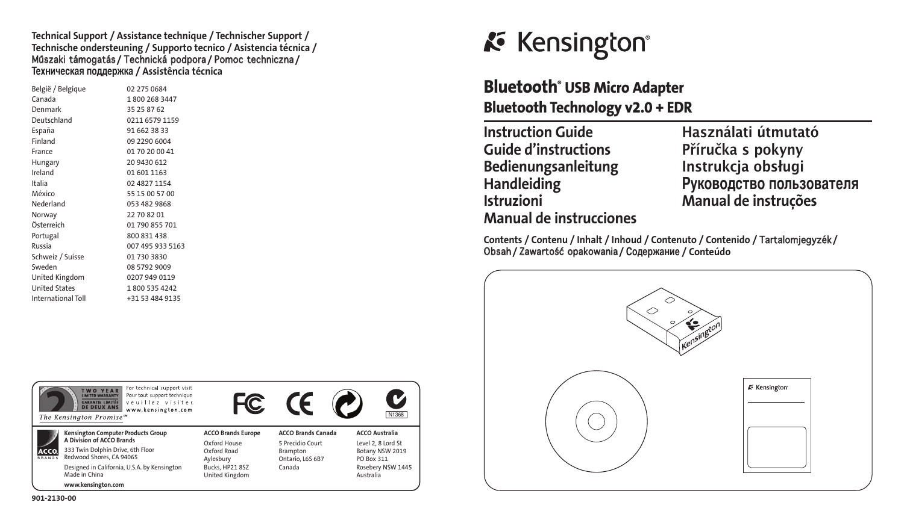**Technical Support / Assistance technique / Technischer Support / Technische ondersteuning / Supporto tecnico / Asistencia técnica / Műszaki támogatás / Technická podpora / Pomoc techniczna / Техническая поддержка / Assistência técnica**

| | |
|---|---|
| België / Belgique | 02 275 0684 |
| Canada | 1 800 268 3447 |
| Denmark | 35 25 87 62 |
| Deutschland | 0211 6579 1159 |
| España | 91 662 38 33 |
| Finland | 09 2290 6004 |
| France | 01 70 20 00 41 |
| Hungary | 20 9430 612 |
| Ireland | 01 601 1163 |
| Italia | 02 4827 1154 |
| México | 55 15 00 57 00 |
| Nederland | 053 482 9868 |
| Norway | 22 70 82 01 |
| Österreich | 01 790 855 701 |
| Portugal | 800 831 438 |
| Russia | 007 495 933 5163 |
| Schweiz / Suisse | 01 730 3830 |
| Sweden | 08 5792 9009 |
| United Kingdom | 0207 949 0119 |
| United States | 1 800 535 4242 |
| International Toll | +31 53 484 9135 |

TWO YEAR LIMITED WARRANTY / GARANTIE LIMITÉE DE DEUX ANS

*The Kensington Promise*℠

For technical support visit
Pour tout support technique veuillez visiter
www.kensington.com

N1368

**Kensington Computer Products Group**
**A Division of ACCO Brands**
333 Twin Dolphin Drive, 6th Floor
Redwood Shores, CA 94065

Designed in California, U.S.A. by Kensington
Made in China

**www.kensington.com**

**ACCO Brands Europe**
Oxford House
Oxford Road
Aylesbury
Bucks, HP21 8SZ
United Kingdom

**ACCO Brands Canada**
5 Precidio Court
Brampton
Ontario, L6S 6B7
Canada

**ACCO Australia**
Level 2, 8 Lord St
Botany NSW 2019
PO Box 311
Rosebery NSW 1445
Australia

901-2130-00

# Kensington®

## Bluetooth® USB Micro Adapter
## Bluetooth Technology v2.0 + EDR

**Instruction Guide**
**Guide d'instructions**
**Bedienungsanleitung**
**Handleiding**
**Istruzioni**
**Manual de instrucciones**
**Használati útmutató**
**Příručka s pokyny**
**Instrukcja obsługi**
**Руководство пользователя**
**Manual de instruções**

**Contents / Contenu / Inhalt / Inhoud / Contenuto / Contenido / Tartalomjegyzék / Obsah / Zawartość opakowania / Содержание / Conteúdo**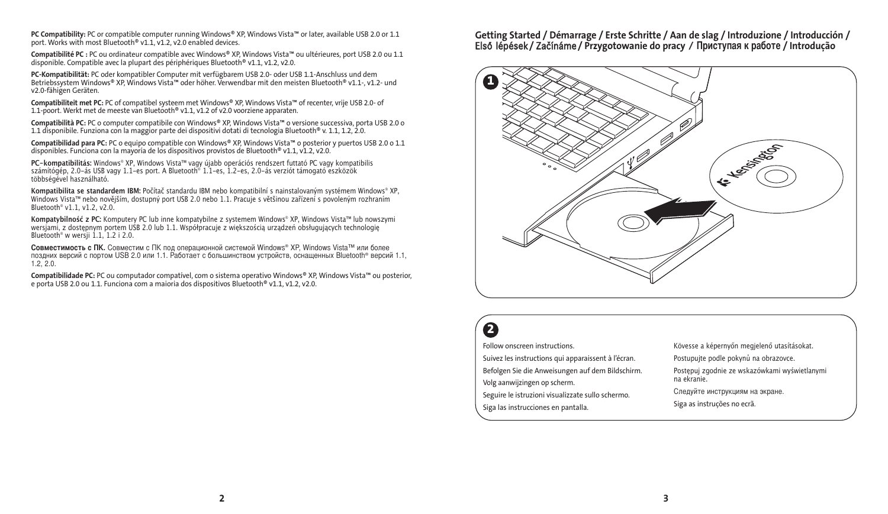**PC Compatibility:** PC or compatible computer running Windows® XP, Windows Vista™ or later, available USB 2.0 or 1.1 port. Works with most Bluetooth® v1.1, v1.2, v2.0 enabled devices.

**Compatibilité PC :** PC ou ordinateur compatible avec Windows® XP, Windows Vista™ ou ultérieures, port USB 2.0 ou 1.1 disponible. Compatible avec la plupart des périphériques Bluetooth® v1.1, v1.2, v2.0.

**PC-Kompatibilität:** PC oder kompatibler Computer mit verfügbarem USB 2.0- oder USB 1.1-Anschluss und dem Betriebssystem Windows® XP, Windows Vista™ oder höher. Verwendbar mit den meisten Bluetooth® v1.1-, v1.2- und v2.0-fähigen Geräten.

**Compatibiliteit met PC:** PC of compatibel systeem met Windows® XP, Windows Vista™ of recenter, vrije USB 2.0- of 1.1-poort. Werkt met de meeste van Bluetooth® v1.1, v1.2 of v2.0 voorziene apparaten.

**Compatibilità PC:** PC o computer compatibile con Windows® XP, Windows Vista™ o versione successiva, porta USB 2.0 o 1.1 disponibile. Funziona con la maggior parte dei dispositivi dotati di tecnologia Bluetooth® v. 1.1, 1.2, 2.0.

**Compatibilidad para PC:** PC o equipo compatible con Windows® XP, Windows Vista™ o posterior y puertos USB 2.0 o 1.1 disponibles. Funciona con la mayoría de los dispositivos provistos de Bluetooth® v1.1, v1.2, v2.0.

**PC–kompatibilitás:** Windows® XP, Windows Vista™ vagy újabb operációs rendszert futtató PC vagy kompatibilis számítógép, 2.0–ás USB vagy 1.1–es port. A Bluetooth® 1.1–es, 1.2–es, 2.0–ás verziót támogató eszközök többségével használható.

**Kompatibilita se standardem IBM:** Počítač standardu IBM nebo kompatibilní s nainstalovaným systémem Windows® XP, Windows Vista™ nebo novějším, dostupný port USB 2.0 nebo 1.1. Pracuje s většinou zařízení s povoleným rozhraním Bluetooth® v1.1, v1.2, v2.0.

**Kompatybilność z PC:** Komputery PC lub inne kompatybilne z systemem Windows® XP, Windows Vista™ lub nowszymi wersjami, z dostępnym portem USB 2.0 lub 1.1. Współpracuje z większością urządzeń obsługujących technologię Bluetooth® w wersji 1.1, 1.2 i 2.0.

**Совместимость с ПК.** Совместим с ПК под операционной системой Windows® XP, Windows Vista™ или более поздних версий с портом USB 2.0 или 1.1. Работает с большинством устройств, оснащенных Bluetooth® версий 1.1, 1.2, 2.0.

**Compatibilidade PC:** PC ou computador compatível, com o sistema operativo Windows® XP, Windows Vista™ ou posterior, e porta USB 2.0 ou 1.1. Funciona com a maioria dos dispositivos Bluetooth® v1.1, v1.2, v2.0.

## Getting Started / Démarrage / Erste Schritte / Aan de slag / Introduzione / Introducción / Első lépések / Začínáme / Przygotowanie do pracy / Приступая к работе / Introdução

**1**

**2**

Follow onscreen instructions.

Suivez les instructions qui apparaissent à l'écran.

Befolgen Sie die Anweisungen auf dem Bildschirm.

Volg aanwijzingen op scherm.

Seguire le istruzioni visualizzate sullo schermo.

Siga las instrucciones en pantalla.

Kövesse a képernyőn megjelenő utasításokat.

Postupujte podle pokynů na obrazovce.

Postępuj zgodnie ze wskazówkami wyświetlanymi na ekranie.

Следуйте инструкциям на экране.

Siga as instruções no ecrã.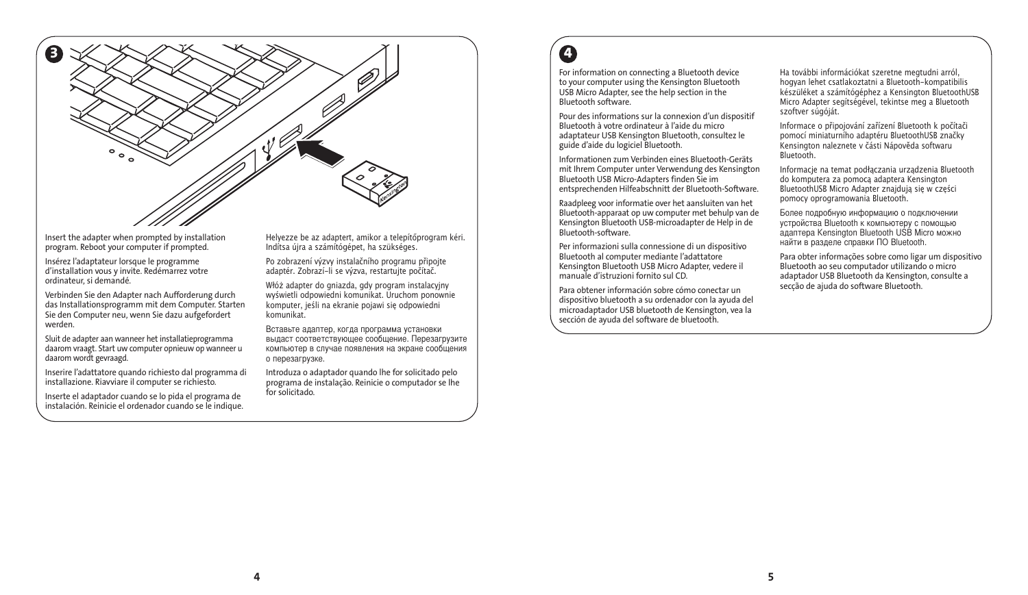## 3

Insert the adapter when prompted by installation program. Reboot your computer if prompted.

Insérez l'adaptateur lorsque le programme d'installation vous y invite. Redémarrez votre ordinateur, si demandé.

Verbinden Sie den Adapter nach Aufforderung durch das Installationsprogramm mit dem Computer. Starten Sie den Computer neu, wenn Sie dazu aufgefordert werden.

Sluit de adapter aan wanneer het installatieprogramma daarom vraagt. Start uw computer opnieuw op wanneer u daarom wordt gevraagd.

Inserire l'adattatore quando richiesto dal programma di installazione. Riavviare il computer se richiesto.

Inserte el adaptador cuando se lo pida el programa de instalación. Reinicie el ordenador cuando se le indique.

Helyezze be az adaptert, amikor a telepítőprogram kéri. Indítsa újra a számítógépet, ha szükséges.

Po zobrazení výzvy instalačního programu připojte adaptér. Zobrazí-li se výzva, restartujte počítač.

Włóż adapter do gniazda, gdy program instalacyjny wyświetli odpowiedni komunikat. Uruchom ponownie komputer, jeśli na ekranie pojawi się odpowiedni komunikat.

Вставьте адаптер, когда программа установки выдаст соответствующее сообщение. Перезагрузите компьютер в случае появления на экране сообщения о перезагрузке.

Introduza o adaptador quando lhe for solicitado pelo programa de instalação. Reinicie o computador se lhe for solicitado.

## 4

For information on connecting a Bluetooth device to your computer using the Kensington Bluetooth USB Micro Adapter, see the help section in the Bluetooth software.

Pour des informations sur la connexion d'un dispositif Bluetooth à votre ordinateur à l'aide du micro adaptateur USB Kensington Bluetooth, consultez le guide d'aide du logiciel Bluetooth.

Informationen zum Verbinden eines Bluetooth-Geräts mit Ihrem Computer unter Verwendung des Kensington Bluetooth USB Micro-Adapters finden Sie im entsprechenden Hilfeabschnitt der Bluetooth-Software.

Raadpleeg voor informatie over het aansluiten van het Bluetooth-apparaat op uw computer met behulp van de Kensington Bluetooth USB-microadapter de Help in de Bluetooth-software.

Per informazioni sulla connessione di un dispositivo Bluetooth al computer mediante l'adattatore Kensington Bluetooth USB Micro Adapter, vedere il manuale d'istruzioni fornito sul CD.

Para obtener información sobre cómo conectar un dispositivo bluetooth a su ordenador con la ayuda del microadaptador USB bluetooth de Kensington, vea la sección de ayuda del software de bluetooth.

Ha további információkat szeretne megtudni arról, hogyan lehet csatlakoztatni a Bluetooth-kompatibilis készüléket a számítógéphez a Kensington BluetoothUSB Micro Adapter segítségével, tekintse meg a Bluetooth szoftver súgóját.

Informace o připojování zařízení Bluetooth k počítači pomocí miniaturního adaptéru BluetoothUSB značky Kensington naleznete v části Nápověda softwaru Bluetooth.

Informacje na temat podłączania urządzenia Bluetooth do komputera za pomocą adaptera Kensington BluetoothUSB Micro Adapter znajdują się w części pomocy oprogramowania Bluetooth.

Более подробную информацию о подключении устройства Bluetooth к компьютеру с помощью адаптера Kensington Bluetooth USB Micro можно найти в разделе справки ПО Bluetooth.

Para obter informações sobre como ligar um dispositivo Bluetooth ao seu computador utilizando o micro adaptador USB Bluetooth da Kensington, consulte a secção de ajuda do software Bluetooth.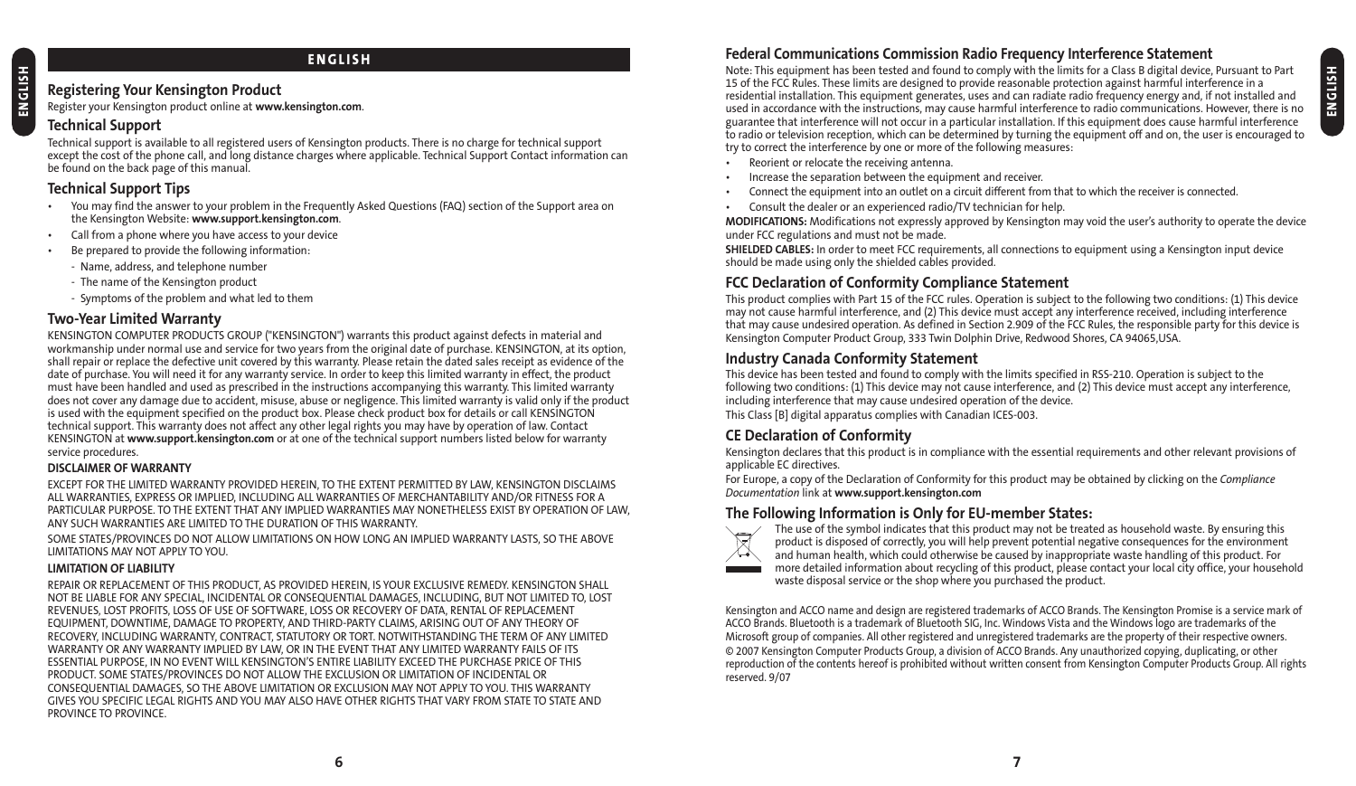## ENGLISH

### Registering Your Kensington Product

Register your Kensington product online at **www.kensington.com**.

### Technical Support

Technical support is available to all registered users of Kensington products. There is no charge for technical support except the cost of the phone call, and long distance charges where applicable. Technical Support Contact information can be found on the back page of this manual.

### Technical Support Tips

- You may find the answer to your problem in the Frequently Asked Questions (FAQ) section of the Support area on the Kensington Website: **www.support.kensington.com**.
- Call from a phone where you have access to your device
- Be prepared to provide the following information:
  - Name, address, and telephone number
  - The name of the Kensington product
  - Symptoms of the problem and what led to them

### Two-Year Limited Warranty

KENSINGTON COMPUTER PRODUCTS GROUP ("KENSINGTON") warrants this product against defects in material and workmanship under normal use and service for two years from the original date of purchase. KENSINGTON, at its option, shall repair or replace the defective unit covered by this warranty. Please retain the dated sales receipt as evidence of the date of purchase. You will need it for any warranty service. In order to keep this limited warranty in effect, the product must have been handled and used as prescribed in the instructions accompanying this warranty. This limited warranty does not cover any damage due to accident, misuse, abuse or negligence. This limited warranty is valid only if the product is used with the equipment specified on the product box. Please check product box for details or call KENSINGTON technical support. This warranty does not affect any other legal rights you may have by operation of law. Contact KENSINGTON at **www.support.kensington.com** or at one of the technical support numbers listed below for warranty service procedures.

**DISCLAIMER OF WARRANTY**

EXCEPT FOR THE LIMITED WARRANTY PROVIDED HEREIN, TO THE EXTENT PERMITTED BY LAW, KENSINGTON DISCLAIMS ALL WARRANTIES, EXPRESS OR IMPLIED, INCLUDING ALL WARRANTIES OF MERCHANTABILITY AND/OR FITNESS FOR A PARTICULAR PURPOSE. TO THE EXTENT THAT ANY IMPLIED WARRANTIES MAY NONETHELESS EXIST BY OPERATION OF LAW, ANY SUCH WARRANTIES ARE LIMITED TO THE DURATION OF THIS WARRANTY.

SOME STATES/PROVINCES DO NOT ALLOW LIMITATIONS ON HOW LONG AN IMPLIED WARRANTY LASTS, SO THE ABOVE LIMITATIONS MAY NOT APPLY TO YOU.

**LIMITATION OF LIABILITY**

REPAIR OR REPLACEMENT OF THIS PRODUCT, AS PROVIDED HEREIN, IS YOUR EXCLUSIVE REMEDY. KENSINGTON SHALL NOT BE LIABLE FOR ANY SPECIAL, INCIDENTAL OR CONSEQUENTIAL DAMAGES, INCLUDING, BUT NOT LIMITED TO, LOST REVENUES, LOST PROFITS, LOSS OF USE OF SOFTWARE, LOSS OR RECOVERY OF DATA, RENTAL OF REPLACEMENT EQUIPMENT, DOWNTIME, DAMAGE TO PROPERTY, AND THIRD-PARTY CLAIMS, ARISING OUT OF ANY THEORY OF RECOVERY, INCLUDING WARRANTY, CONTRACT, STATUTORY OR TORT. NOTWITHSTANDING THE TERM OF ANY LIMITED WARRANTY OR ANY WARRANTY IMPLIED BY LAW, OR IN THE EVENT THAT ANY LIMITED WARRANTY FAILS OF ITS ESSENTIAL PURPOSE, IN NO EVENT WILL KENSINGTON'S ENTIRE LIABILITY EXCEED THE PURCHASE PRICE OF THIS PRODUCT. SOME STATES/PROVINCES DO NOT ALLOW THE EXCLUSION OR LIMITATION OF INCIDENTAL OR CONSEQUENTIAL DAMAGES, SO THE ABOVE LIMITATION OR EXCLUSION MAY NOT APPLY TO YOU. THIS WARRANTY GIVES YOU SPECIFIC LEGAL RIGHTS AND YOU MAY ALSO HAVE OTHER RIGHTS THAT VARY FROM STATE TO STATE AND PROVINCE TO PROVINCE.

### Federal Communications Commission Radio Frequency Interference Statement

Note: This equipment has been tested and found to comply with the limits for a Class B digital device, Pursuant to Part 15 of the FCC Rules. These limits are designed to provide reasonable protection against harmful interference in a residential installation. This equipment generates, uses and can radiate radio frequency energy and, if not installed and used in accordance with the instructions, may cause harmful interference to radio communications. However, there is no guarantee that interference will not occur in a particular installation. If this equipment does cause harmful interference to radio or television reception, which can be determined by turning the equipment off and on, the user is encouraged to try to correct the interference by one or more of the following measures:

- Reorient or relocate the receiving antenna.
- Increase the separation between the equipment and receiver.
- Connect the equipment into an outlet on a circuit different from that to which the receiver is connected.
- Consult the dealer or an experienced radio/TV technician for help.

**MODIFICATIONS:** Modifications not expressly approved by Kensington may void the user's authority to operate the device under FCC regulations and must not be made.

**SHIELDED CABLES:** In order to meet FCC requirements, all connections to equipment using a Kensington input device should be made using only the shielded cables provided.

### FCC Declaration of Conformity Compliance Statement

This product complies with Part 15 of the FCC rules. Operation is subject to the following two conditions: (1) This device may not cause harmful interference, and (2) This device must accept any interference received, including interference that may cause undesired operation. As defined in Section 2.909 of the FCC Rules, the responsible party for this device is Kensington Computer Product Group, 333 Twin Dolphin Drive, Redwood Shores, CA 94065,USA.

### Industry Canada Conformity Statement

This device has been tested and found to comply with the limits specified in RSS-210. Operation is subject to the following two conditions: (1) This device may not cause interference, and (2) This device must accept any interference, including interference that may cause undesired operation of the device.

This Class [B] digital apparatus complies with Canadian ICES-003.

### CE Declaration of Conformity

Kensington declares that this product is in compliance with the essential requirements and other relevant provisions of applicable EC directives.

For Europe, a copy of the Declaration of Conformity for this product may be obtained by clicking on the *Compliance Documentation* link at **www.support.kensington.com**

### The Following Information is Only for EU-member States:

The use of the symbol indicates that this product may not be treated as household waste. By ensuring this product is disposed of correctly, you will help prevent potential negative consequences for the environment and human health, which could otherwise be caused by inappropriate waste handling of this product. For more detailed information about recycling of this product, please contact your local city office, your household waste disposal service or the shop where you purchased the product.

Kensington and ACCO name and design are registered trademarks of ACCO Brands. The Kensington Promise is a service mark of ACCO Brands. Bluetooth is a trademark of Bluetooth SIG, Inc. Windows Vista and the Windows logo are trademarks of the Microsoft group of companies. All other registered and unregistered trademarks are the property of their respective owners.

© 2007 Kensington Computer Products Group, a division of ACCO Brands. Any unauthorized copying, duplicating, or other reproduction of the contents hereof is prohibited without written consent from Kensington Computer Products Group. All rights reserved. 9/07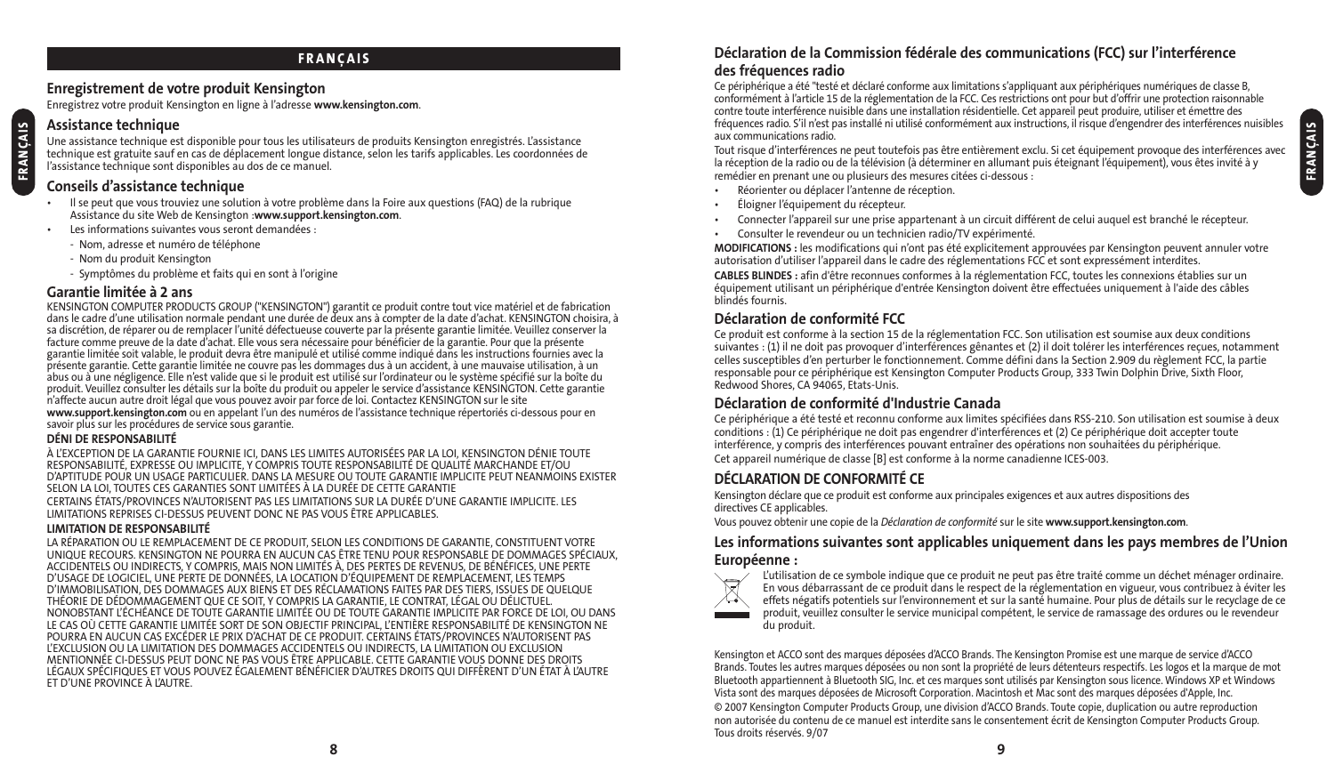## FRANÇAIS

### Enregistrement de votre produit Kensington

Enregistrez votre produit Kensington en ligne à l'adresse **www.kensington.com**.

### Assistance technique

Une assistance technique est disponible pour tous les utilisateurs de produits Kensington enregistrés. L'assistance technique est gratuite sauf en cas de déplacement longue distance, selon les tarifs applicables. Les coordonnées de l'assistance technique sont disponibles au dos de ce manuel.

### Conseils d'assistance technique

- Il se peut que vous trouviez une solution à votre problème dans la Foire aux questions (FAQ) de la rubrique Assistance du site Web de Kensington :**www.support.kensington.com**.
- Les informations suivantes vous seront demandées :
  - Nom, adresse et numéro de téléphone
  - Nom du produit Kensington
  - Symptômes du problème et faits qui en sont à l'origine

### Garantie limitée à 2 ans

KENSINGTON COMPUTER PRODUCTS GROUP ("KENSINGTON") garantit ce produit contre tout vice matériel et de fabrication dans le cadre d'une utilisation normale pendant une durée de deux ans à compter de la date d'achat. KENSINGTON choisira, à sa discrétion, de réparer ou de remplacer l'unité défectueuse couverte par la présente garantie limitée. Veuillez conserver la facture comme preuve de la date d'achat. Elle vous sera nécessaire pour bénéficier de la garantie. Pour que la présente garantie limitée soit valable, le produit devra être manipulé et utilisé comme indiqué dans les instructions fournies avec la présente garantie. Cette garantie limitée ne couvre pas les dommages dus à un accident, à une mauvaise utilisation, à un abus ou à une négligence. Elle n'est valide que si le produit est utilisé sur l'ordinateur ou le système spécifié sur la boîte du produit. Veuillez consulter les détails sur la boîte du produit ou appeler le service d'assistance KENSINGTON. Cette garantie n'affecte aucun autre droit légal que vous pouvez avoir par force de loi. Contactez KENSINGTON sur le site **www.support.kensington.com** ou en appelant l'un des numéros de l'assistance technique répertoriés ci-dessous pour en savoir plus sur les procédures de service sous garantie.

**DÉNI DE RESPONSABILITÉ**

À L'EXCEPTION DE LA GARANTIE FOURNIE ICI, DANS LES LIMITES AUTORISÉES PAR LA LOI, KENSINGTON DÉNIE TOUTE RESPONSABILITÉ, EXPRESSE OU IMPLICITE, Y COMPRIS TOUTE RESPONSABILITÉ DE QUALITÉ MARCHANDE ET/OU D'APTITUDE POUR UN USAGE PARTICULIER. DANS LA MESURE OU TOUTE GARANTIE IMPLICITE PEUT NEANMOINS EXISTER SELON LA LOI, TOUTES CES GARANTIES SONT LIMITÉES À LA DURÉE DE CETTE GARANTIE

CERTAINS ÉTATS/PROVINCES N'AUTORISENT PAS LES LIMITATIONS SUR LA DURÉE D'UNE GARANTIE IMPLICITE. LES LIMITATIONS REPRISES CI-DESSUS PEUVENT DONC NE PAS VOUS ÊTRE APPLICABLES.

**LIMITATION DE RESPONSABILITÉ**

LA RÉPARATION OU LE REMPLACEMENT DE CE PRODUIT, SELON LES CONDITIONS DE GARANTIE, CONSTITUENT VOTRE UNIQUE RECOURS. KENSINGTON NE POURRA EN AUCUN CAS ÊTRE TENU POUR RESPONSABLE DE DOMMAGES SPÉCIAUX, ACCIDENTELS OU INDIRECTS, Y COMPRIS, MAIS NON LIMITÉS À, DES PERTES DE REVENUS, DE BÉNÉFICES, UNE PERTE D'USAGE DE LOGICIEL, UNE PERTE DE DONNÉES, LA LOCATION D'ÉQUIPEMENT DE REMPLACEMENT, LES TEMPS D'IMMOBILISATION, DES DOMMAGES AUX BIENS ET DES RÉCLAMATIONS FAITES PAR DES TIERS, ISSUES DE QUELQUE THÉORIE DE DÉDOMMAGEMENT QUE CE SOIT, Y COMPRIS LA GARANTIE, LE CONTRAT, LÉGAL OU DÉLICTUEL. NONOBSTANT L'ÉCHÉANCE DE TOUTE GARANTIE LIMITÉE OU DE TOUTE GARANTIE IMPLICITE PAR FORCE DE LOI, OU DANS LE CAS OÙ CETTE GARANTIE LIMITÉE SORT DE SON OBJECTIF PRINCIPAL, L'ENTIÈRE RESPONSABILITÉ DE KENSINGTON NE POURRA EN AUCUN CAS EXCÉDER LE PRIX D'ACHAT DE CE PRODUIT. CERTAINS ÉTATS/PROVINCES N'AUTORISENT PAS L'EXCLUSION OU LA LIMITATION DES DOMMAGES ACCIDENTELS OU INDIRECTS, LA LIMITATION OU EXCLUSION MENTIONNÉE CI-DESSUS PEUT DONC NE PAS VOUS ÊTRE APPLICABLE. CETTE GARANTIE VOUS DONNE DES DROITS LÉGAUX SPÉCIFIQUES ET VOUS POUVEZ ÉGALEMENT BÉNÉFICIER D'AUTRES DROITS QUI DIFFÈRENT D'UN ÉTAT À L'AUTRE ET D'UNE PROVINCE À L'AUTRE.

### Déclaration de la Commission fédérale des communications (FCC) sur l'interférence des fréquences radio

Ce périphérique a été "testé et déclaré conforme aux limitations s'appliquant aux périphériques numériques de classe B, conformément à l'article 15 de la réglementation de la FCC. Ces restrictions ont pour but d'offrir une protection raisonnable contre toute interférence nuisible dans une installation résidentielle. Cet appareil peut produire, utiliser et émettre des fréquences radio. S'il n'est pas installé ni utilisé conformément aux instructions, il risque d'engendrer des interférences nuisibles aux communications radio.

Tout risque d'interférences ne peut toutefois pas être entièrement exclu. Si cet équipement provoque des interférences avec la réception de la radio ou de la télévision (à déterminer en allumant puis éteignant l'équipement), vous êtes invité à y remédier en prenant une ou plusieurs des mesures citées ci-dessous :

- Réorienter ou déplacer l'antenne de réception.
- Éloigner l'équipement du récepteur.
- Connecter l'appareil sur une prise appartenant à un circuit différent de celui auquel est branché le récepteur.
- Consulter le revendeur ou un technicien radio/TV expérimenté.

**MODIFICATIONS :** les modifications qui n'ont pas été explicitement approuvées par Kensington peuvent annuler votre autorisation d'utiliser l'appareil dans le cadre des réglementations FCC et sont expressément interdites.

**CABLES BLINDES :** afin d'être reconnues conformes à la réglementation FCC, toutes les connexions établies sur un équipement utilisant un périphérique d'entrée Kensington doivent être effectuées uniquement à l'aide des câbles blindés fournis.

### Déclaration de conformité FCC

Ce produit est conforme à la section 15 de la réglementation FCC. Son utilisation est soumise aux deux conditions suivantes : (1) il ne doit pas provoquer d'interférences gênantes et (2) il doit tolérer les interférences reçues, notamment celles susceptibles d'en perturber le fonctionnement. Comme défini dans la Section 2.909 du règlement FCC, la partie responsable pour ce périphérique est Kensington Computer Products Group, 333 Twin Dolphin Drive, Sixth Floor, Redwood Shores, CA 94065, Etats-Unis.

### Déclaration de conformité d'Industrie Canada

Ce périphérique a été testé et reconnu conforme aux limites spécifiées dans RSS-210. Son utilisation est soumise à deux conditions : (1) Ce périphérique ne doit pas engendrer d'interférences et (2) Ce périphérique doit accepter toute interférence, y compris des interférences pouvant entraîner des opérations non souhaitées du périphérique.

Cet appareil numérique de classe [B] est conforme à la norme canadienne ICES-003.

### DÉCLARATION DE CONFORMITÉ CE

Kensington déclare que ce produit est conforme aux principales exigences et aux autres dispositions des directives CE applicables.

Vous pouvez obtenir une copie de la *Déclaration de conformité* sur le site **www.support.kensington.com**.

### Les informations suivantes sont applicables uniquement dans les pays membres de l'Union Européenne :

L'utilisation de ce symbole indique que ce produit ne peut pas être traité comme un déchet ménager ordinaire. En vous débarrassant de ce produit dans le respect de la réglementation en vigueur, vous contribuez à éviter les effets négatifs potentiels sur l'environnement et sur la santé humaine. Pour plus de détails sur le recyclage de ce produit, veuillez consulter le service municipal compétent, le service de ramassage des ordures ou le revendeur du produit.

Kensington et ACCO sont des marques déposées d'ACCO Brands. The Kensington Promise est une marque de service d'ACCO Brands. Toutes les autres marques déposées ou non sont la propriété de leurs détenteurs respectifs. Les logos et la marque de mot Bluetooth appartiennent à Bluetooth SIG, Inc. et ces marques sont utilisés par Kensington sous licence. Windows XP et Windows Vista sont des marques déposées de Microsoft Corporation. Macintosh et Mac sont des marques déposées d'Apple, Inc.

© 2007 Kensington Computer Products Group, une division d'ACCO Brands. Toute copie, duplication ou autre reproduction non autorisée du contenu de ce manuel est interdite sans le consentement écrit de Kensington Computer Products Group. Tous droits réservés. 9/07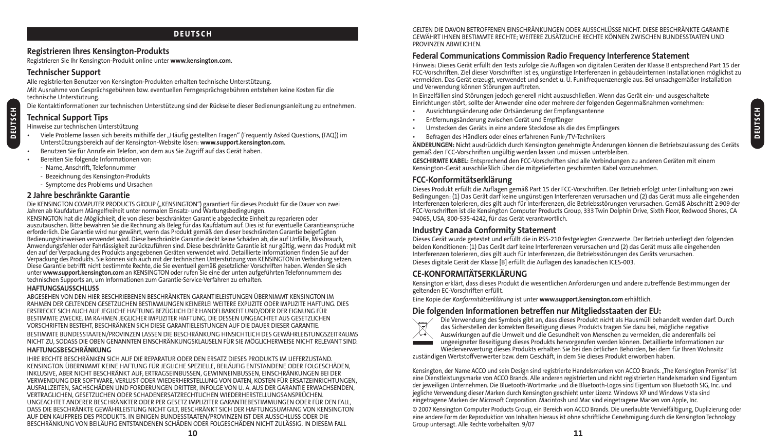## DEUTSCH

## Registrieren Ihres Kensington-Produkts

Registrieren Sie Ihr Kensington-Produkt online unter **www.kensington.com**.

## Technischer Support

Alle registrierten Benutzer von Kensington-Produkten erhalten technische Unterstützung.

Mit Ausnahme von Gesprächsgebühren bzw. eventuellen Ferngesprächsgebühren entstehen keine Kosten für die technische Unterstützung.

Die Kontaktinformationen zur technischen Unterstützung sind der Rückseite dieser Bedienungsanleitung zu entnehmen.

## Technical Support Tips

Hinweise zur technischen Unterstützung

- Viele Probleme lassen sich bereits mithilfe der „Häufig gestellten Fragen" (Frequently Asked Questions, (FAQ)) im Unterstützungsbereich auf der Kensington-Website lösen: **www.support.kensington.com**.
- Benutzen Sie für Anrufe ein Telefon, von dem aus Sie Zugriff auf das Gerät haben.
- Bereiten Sie folgende Informationen vor:
  - Name, Anschrift, Telefonnummer
  - Bezeichnung des Kensington-Produkts
  - Symptome des Problems und Ursachen

## 2 Jahre beschränkte Garantie

Die KENSINGTON COMPUTER PRODUCTS GROUP („KENSINGTON") garantiert für dieses Produkt für die Dauer von zwei Jahren ab Kaufdatum Mängelfreiheit unter normalen Einsatz- und Wartungsbedingungen.

KENSINGTON hat die Möglichkeit, die von dieser beschränkten Garantie abgedeckte Einheit zu reparieren oder auszutauschen. Bitte bewahren Sie die Rechnung als Beleg für das Kaufdatum auf. Dies ist für eventuelle Garantieansprüche erforderlich. Die Garantie wird nur gewährt, wenn das Produkt gemäß den dieser beschränkten Garantie beigefügten Bedienungshinweisen verwendet wird. Diese beschränkte Garantie deckt keine Schäden ab, die auf Unfälle, Missbrauch, Anwendungsfehler oder Fahrlässigkeit zurückzuführen sind. Diese beschränkte Garantie ist nur gültig, wenn das Produkt mit den auf der Verpackung des Produkts angegebenen Geräten verwendet wird. Detaillierte Informationen finden Sie auf der Verpackung des Produkts. Sie können sich auch mit der technischen Unterstützung von KENSINGTON in Verbindung setzen. Diese Garantie betrifft nicht bestimmte Rechte, die Sie eventuell gemäß gesetzlicher Vorschriften haben. Wenden Sie sich unter **www.support.kensington.com** an KENSINGTON oder rufen Sie eine der unten aufgeführten Telefonnummern des technischen Supports an, um Informationen zum Garantie-Service-Verfahren zu erhalten.

**HAFTUNGSAUSSCHLUSS**

ABGESEHEN VON DEN HIER BESCHRIEBENEN BESCHRÄNKTEN GARANTIELEISTUNGEN ÜBERNIMMT KENSINGTON IM RAHMEN DER GELTENDEN GESETZLICHEN BESTIMMUNGEN KEINERLEI WEITERE EXPLIZITE ODER IMPLIZITE HAFTUNG. DIES ERSTRECKT SICH AUCH AUF JEGLICHE HAFTUNG BEZÜGLICH DER HANDELBARKEIT UND/ODER DER EIGNUNG FÜR BESTIMMTE ZWECKE. IM RAHMEN JEGLICHER IMPLIZITER HAFTUNG, DIE DESSEN UNGEACHTET AUS GESETZLICHEN VORSCHRIFTEN BESTEHT, BESCHRÄNKEN SICH DIESE GARANTIELEISTUNGEN AUF DIE DAUER DIESER GARANTIE.

BESTIMMTE BUNDESSTAATEN/PROVINZEN LASSEN DIE BESCHRÄNKUNG HINSICHTLICH DES GEWÄHRLEISTUNGSZEITRAUMS NICHT ZU, SODASS DIE OBEN GENANNTEN EINSCHRÄNKUNGSKLAUSELN FÜR SIE MÖGLICHERWEISE NICHT RELEVANT SIND.

**HAFTUNGSBESCHRÄNKUNG**

IHRE RECHTE BESCHRÄNKEN SICH AUF DIE REPARATUR ODER DEN ERSATZ DIESES PRODUKTS IM LIEFERZUSTAND. KENSINGTON ÜBERNIMMT KEINE HAFTUNG FÜR JEGLICHE SPEZIELLE, BEILÄUFIG ENTSTANDENE ODER FOLGESCHÄDEN, INKLUSIVE, ABER NICHT BESCHRÄNKT AUF, ERTRAGSEINBUSSEN, GEWINNEINBUSSEN, EINSCHRÄNKUNGEN BEI DER VERWENDUNG DER SOFTWARE, VERLUST ODER WIEDERHERSTELLUNG VON DATEN, KOSTEN FÜR ERSATZEINRICHTUNGEN, AUSFALLZEITEN, SACHSCHÄDEN UND FORDERUNGEN DRITTER, INFOLGE VON U. A. AUS DER GARANTIE ERWACHSENDEN, VERTRAGLICHEN, GESETZLICHEN ODER SCHADENERSATZRECHTLICHEN WIEDERHERSTELLUNGSANSPRÜCHEN. UNGEACHTET ANDERER BESCHRÄNKTER ODER PER GESETZ IMPLIZITER GARANTIEBESTIMMUNGEN ODER FÜR DEN FALL, DASS DIE BESCHRÄNKTE GEWÄHRLEISTUNG NICHT GILT, BESCHRÄNKT SICH DER HAFTUNGSUMFANG VON KENSINGTON AUF DEN KAUFPREIS DES PRODUKTS. IN EINIGEN BUNDESSTAATEN/PROVINZEN IST DER AUSSCHLUSS ODER DIE BESCHRÄNKUNG VON BEILÄUFIG ENTSTANDENEN SCHÄDEN ODER FOLGESCHÄDEN NICHT ZULÄSSIG. IN DIESEM FALL GELTEN DIE DAVON BETROFFENEN EINSCHRÄNKUNGEN ODER AUSSCHLÜSSE NICHT. DIESE BESCHRÄNKTE GARANTIE GEWÄHRT IHNEN BESTIMMTE RECHTE; WEITERE ZUSÄTZLICHE RECHTE KÖNNEN ZWISCHEN BUNDESSTAATEN UND PROVINZEN ABWEICHEN.

## Federal Communications Commission Radio Frequency Interference Statement

Hinweis: Dieses Gerät erfüllt den Tests zufolge die Auflagen von digitalen Geräten der Klasse B entsprechend Part 15 der FCC-Vorschriften. Ziel dieser Vorschriften ist es, ungünstige Interferenzen in gebäudeinternen Installationen möglichst zu vermeiden. Das Gerät erzeugt, verwendet und sendet u. U. Funkfrequenzenergie aus. Bei unsachgemäßer Installation und Verwendung können Störungen auftreten.

In Einzelfällen sind Störungen jedoch generell nicht auszuschließen. Wenn das Gerät ein- und ausgeschaltete Einrichtungen stört, sollte der Anwender eine oder mehrere der folgenden Gegenmaßnahmen vornehmen:

- Ausrichtungsänderung oder Ortsänderung der Empfangsantenne
- Entfernungsänderung zwischen Gerät und Empfänger
- Umstecken des Geräts in eine andere Steckdose als die des Empfängers
- Befragen des Händlers oder eines erfahrenen Funk-/TV-Technikers

**ÄNDERUNGEN:** Nicht ausdrücklich durch Kensington genehmigte Änderungen können die Betriebszulassung des Geräts gemäß den FCC-Vorschriften ungültig werden lassen und müssen unterbleiben.

**GESCHIRMTE KABEL:** Entsprechend den FCC-Vorschriften sind alle Verbindungen zu anderen Geräten mit einem Kensington-Gerät ausschließlich über die mitgelieferten geschirmten Kabel vorzunehmen.

## FCC-Konformitätserklärung

Dieses Produkt erfüllt die Auflagen gemäß Part 15 der FCC-Vorschriften. Der Betrieb erfolgt unter Einhaltung von zwei Bedingungen: (1) Das Gerät darf keine ungünstigen Interferenzen verursachen und (2) das Gerät muss alle eingehenden Interferenzen tolerieren, dies gilt auch für Interferenzen, die Betriebsstörungen verursachen. Gemäß Abschnitt 2.909 der FCC-Vorschriften ist die Kensington Computer Products Group, 333 Twin Dolphin Drive, Sixth Floor, Redwood Shores, CA 94065, USA, 800-535-4242, für das Gerät verantwortlich.

## Industry Canada Conformity Statement

Dieses Gerät wurde getestet und erfüllt die in RSS-210 festgelegten Grenzwerte. Der Betrieb unterliegt den folgenden beiden Konditionen: (1) Das Gerät darf keine Interferenzen verursachen und (2) das Gerät muss alle eingehenden Interferenzen tolerieren, dies gilt auch für Interferenzen, die Betriebsstörungen des Geräts verursachen.

Dieses digitale Gerät der Klasse [B] erfüllt die Auflagen des kanadischen ICES-003.

## CE-KONFORMITÄTSERKLÄRUNG

Kensington erklärt, dass dieses Produkt die wesentlichen Anforderungen und andere zutreffende Bestimmungen der geltenden EC-Vorschriften erfüllt.

Eine Kopie der *Konformitätserklärung* ist unter **www.support.kensington.com** erhältlich.

## Die folgenden Informationen betreffen nur Mitgliedsstaaten der EU:

Die Verwendung des Symbols gibt an, dass dieses Produkt nicht als Hausmüll behandelt werden darf. Durch das Sicherstellen der korrekten Beseitigung dieses Produkts tragen Sie dazu bei, mögliche negative Auswirkungen auf die Umwelt und die Gesundheit von Menschen zu vermeiden, die anderenfalls bei ungeeigneter Beseitigung dieses Produkts hervorgerufen werden können. Detaillierte Informationen zur Wiederverwertung dieses Produkts erhalten Sie bei den örtlichen Behörden, bei dem für Ihren Wohnsitz zuständigen Wertstoffverwerter bzw. dem Geschäft, in dem Sie dieses Produkt erworben haben.

Kensington, der Name ACCO und sein Design sind registrierte Handelsmarken von ACCO Brands. „The Kensington Promise" ist eine Dienstleistungsmarke von ACCO Brands. Alle anderen registrierten und nicht registrierten Handelsmarken sind Eigentum der jeweiligen Unternehmen. Die Bluetooth-Wortmarke und die Bluetooth-Logos sind Eigentum von Bluetooth SIG, Inc. und jegliche Verwendung dieser Marken durch Kensington geschieht unter Lizenz. Windows XP und Windows Vista sind eingetragene Marken der Microsoft Corporation. Macintosh und Mac sind eingetragene Marken von Apple, Inc.

© 2007 Kensington Computer Products Group, ein Bereich von ACCO Brands. Die unerlaubte Vervielfältigung, Duplizierung oder eine andere Form der Reproduktion von Inhalten hieraus ist ohne schriftliche Genehmigung durch die Kensington Technology Group untersagt. Alle Rechte vorbehalten. 9/07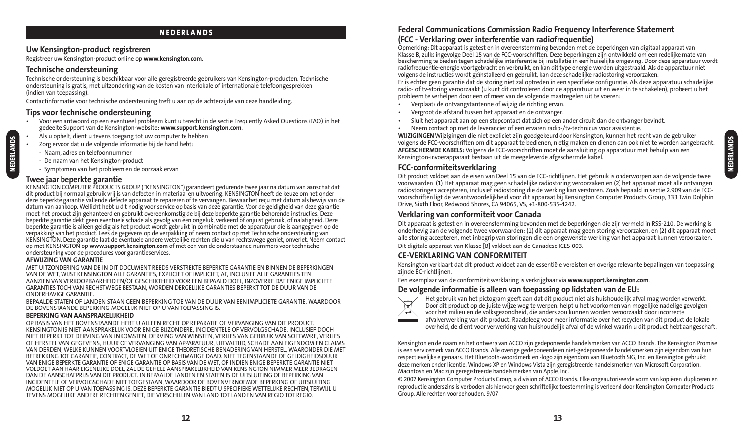## NEDERLANDS

### Uw Kensington-product registreren

Registreer uw Kensington-product online op **www.kensington.com**.

### Technische ondersteuning

Technische ondersteuning is beschikbaar voor alle geregistreerde gebruikers van Kensington-producten. Technische ondersteuning is gratis, met uitzondering van de kosten van interlokale of internationale telefoongesprekken (indien van toepassing).

Contactinformatie voor technische ondersteuning treft u aan op de achterzijde van deze handleiding.

### Tips voor technische ondersteuning

- Voor een antwoord op een eventueel probleem kunt u terecht in de sectie Frequently Asked Questions (FAQ) in het gedeelte Support van de Kensington-website: **www.support.kensington.com**.
- Als u opbelt, dient u tevens toegang tot uw computer te hebben
- Zorg ervoor dat u de volgende informatie bij de hand hebt:
  - Naam, adres en telefoonnummer
  - De naam van het Kensington-product
  - Symptomen van het probleem en de oorzaak ervan

### Twee jaar beperkte garantie

KENSINGTON COMPUTER PRODUCTS GROUP ("KENSINGTON") garandeert gedurende twee jaar na datum van aanschaf dat dit product bij normaal gebruik vrij is van defecten in materiaal en uitvoering. KENSINGTON heeft de keuze om het onder deze beperkte garantie vallende defecte apparaat te repareren of te vervangen. Bewaar het reçu met datum als bewijs van de datum van aankoop. Wellicht hebt u dit nodig voor service op basis van deze garantie. Voor de geldigheid van deze garantie moet het product zijn gehanteerd en gebruikt overeenkomstig de bij deze beperkte garantie behorende instructies. Deze beperkte garantie dekt geen eventuele schade als gevolg van een ongeluk, verkeerd of onjuist gebruik, of nalatigheid. Deze beperkte garantie is alleen geldig als het product wordt gebruikt in combinatie met de apparatuur die is aangegeven op de verpakking van het product. Lees de gegevens op de verpakking of neem contact op met Technische ondersteuning van KENSINGTON. Deze garantie laat de eventuele andere wettelijke rechten die u van rechtswege geniet, onverlet. Neem contact op met KENSINGTON op **www.support.kensington.com** of met een van de onderstaande nummers voor technische ondersteuning voor de procedures voor garantieservices.

**AFWIJZING VAN GARANTIE**

MET UITZONDERING VAN DE IN DIT DOCUMENT REEDS VERSTREKTE BEPERKTE GARANTIE EN BINNEN DE BEPERKINGEN VAN DE WET, WIJST KENSINGTON ALLE GARANTIES, EXPLICIET OF IMPLICIET, AF, INCLUSIEF ALLE GARANTIES TEN AANZIEN VAN VERKOOPBAARHEID EN/OF GESCHIKTHEID VOOR EEN BEPAALD DOEL, INZOVERRE DAT ENIGE IMPLICIETE GARANTIES TOCH VAN RECHTSWEGE BESTAAN, WORDEN DERGELIJKE GARANTIES BEPERKT TOT DE DUUR VAN DE ONDERHAVIGE GARANTIE.

BEPAALDE STATEN OF LANDEN STAAN GEEN BEPERKING TOE VAN DE DUUR VAN EEN IMPLICIETE GARANTIE, WAARDOOR DE BOVENSTAANDE BEPERKING MOGELIJK NIET OP U VAN TOEPASSING IS.

**BEPERKING VAN AANSPRAKELIJKHEID**

OP BASIS VAN HET BOVENSTAANDE HEBT U ALLEEN RECHT OP REPARATIE OF VERVANGING VAN DIT PRODUCT. KENSINGTON IS NIET AANSPRAKELIJK VOOR ENIGE BIJZONDERE, INCIDENTELE OF VERVOLGSCHADE, INCLUSIEF DOCH NIET BEPERKT TOT DERVING VAN INKOMSTEN, DERVING VAN WINSTEN, VERLIES VAN GEBRUIK VAN SOFTWARE, VERLIES OF HERSTEL VAN GEGEVENS, HUUR OF VERVANGING VAN APPARATUUR, UITVALTIJD, SCHADE AAN EIGENDOM EN CLAIMS VAN DERDEN, WELKE KUNNEN VOORTVLOEIEN UIT ENIGE THEORETISCHE BENADERING VAN HERSTEL, WAARONDER DIE MET BETREKKING TOT GARANTIE, CONTRACT, DE WET OF ONRECHTMATIGE DAAD. NIET TEGENSTAANDE DE GELDIGHEIDSDUUR VAN ENIGE BEPERKTE GARANTIE OF ENIGE GARANTIE OP BASIS VAN DE WET, OF INDIEN ENIGE BEPERKTE GARANTIE NIET VOLDOET AAN HAAR EIGENLIJKE DOEL, ZAL DE GEHELE AANSPRAKELIJKHEID VAN KENSINGTON NIMMER MEER BEDRAGEN DAN DE AANSCHAFPRIJS VAN DIT PRODUCT. IN BEPAALDE LANDEN EN STATEN IS DE UITSLUITING OF BEPERKING VAN INCIDENTELE OF VERVOLGSCHADE NIET TOEGESTAAN, WAARDOOR DE BOVENVERNOEMDE BEPERKING OF UITSLUITING MOGELIJK NIET OP U VAN TOEPASSING IS. DEZE BEPERKTE GARANTIE BIEDT U SPECIFIEKE WETTELIJKE RECHTEN, TERWIJL U TEVENS MOGELIJKE ANDERE RECHTEN GENIET, DIE VERSCHILLEN VAN LAND TOT LAND EN VAN REGIO TOT REGIO.

### Federal Communications Commission Radio Frequency Interference Statement (FCC - Verklaring over interferentie van radiofrequentie)

Opmerking: Dit apparaat is getest en in overeenstemming bevonden met de beperkingen van digitaal apparaat van Klasse B, zulks ingevolge Deel 15 van de FCC-voorschriften. Deze beperkingen zijn ontwikkeld om een redelijke mate van bescherming te bieden tegen schadelijke interferentie bij installatie in een huiselijke omgeving. Door deze apparatuur wordt radiofrequentie-energie voortgebracht en verbruikt, en kan dit type energie worden uitgestraald. Als de apparatuur niet volgens de instructies wordt geïnstalleerd en gebruikt, kan deze schadelijke radiostoring veroorzaken.

Er is echter geen garantie dat de storing niet zal optreden in een specifieke configuratie. Als deze apparatuur schadelijke radio- of tv-storing veroorzaakt (u kunt dit controleren door de apparatuur uit en weer in te schakelen), probeert u het probleem te verhelpen door een of meer van de volgende maatregelen uit te voeren:

- Verplaats de ontvangstantenne of wijzig de richting ervan.
- Vergroot de afstand tussen het apparaat en de ontvanger.
- Sluit het apparaat aan op een stopcontact dat zich op een ander circuit dan de ontvanger bevindt.
- Neem contact op met de leverancier of een ervaren radio-/tv-technicus voor assistentie.

**WIJZIGINGEN** Wijzigingen die niet expliciet zijn goedgekeurd door Kensington, kunnen het recht van de gebruiker volgens de FCC-voorschriften om dit apparaat te bedienen, nietig maken en dienen dan ook niet te worden aangebracht.
**AFGESCHERMDE KABELS:** Volgens de FCC-voorschriften moet de aansluiting op apparatuur met behulp van een Kensington-invoerapparaat bestaan uit de meegeleverde afgeschermde kabel.

### FCC-conformiteitsverklaring

Dit product voldoet aan de eisen van Deel 15 van de FCC-richtlijnen. Het gebruik is onderworpen aan de volgende twee voorwaarden: (1) Het apparaat mag geen schadelijke radiostoring veroorzaken en (2) het apparaat moet alle ontvangen radiostoringen accepteren, inclusief radiostoring die de werking kan verstoren. Zoals bepaald in sectie 2.909 van de FCC-voorschriften ligt de verantwoordelijkheid voor dit apparaat bij Kensington Computer Products Group, 333 Twin Dolphin Drive, Sixth Floor, Redwood Shores, CA 94065, VS, +1-800-535-4242.

### Verklaring van conformiteit voor Canada

Dit apparaat is getest en in overeenstemming bevonden met de beperkingen die zijn vermeld in RSS-210. De werking is onderhevig aan de volgende twee voorwaarden: (1) dit apparaat mag geen storing veroorzaken, en (2) dit apparaat moet alle storing accepteren, met inbegrip van storingen die een ongewenste werking van het apparaat kunnen veroorzaken.

Dit digitale apparaat van Klasse [B] voldoet aan de Canadese ICES-003.

### CE-VERKLARING VAN CONFORMITEIT

Kensington verklaart dat dit product voldoet aan de essentiële vereisten en overige relevante bepalingen van toepassing zijnde EC-richtlijnen.

Een exemplaar van de conformiteitsverklaring is verkrijgbaar via **www.support.kensington.com**.

### De volgende informatie is alleen van toepassing op lidstaten van de EU:

Het gebruik van het pictogram geeft aan dat dit product niet als huishoudelijk afval mag worden verwerkt. Door dit product op de juiste wijze weg te werpen, helpt u het voorkomen van mogelijke nadelige gevolgen voor het milieu en de volksgezondheid, die anders zou kunnen worden veroorzaakt door incorrecte afvalverwerking van dit product. Raadpleeg voor meer informatie over het recyclen van dit product de lokale overheid, de dient voor verwerking van huishoudelijk afval of de winkel waarin u dit product hebt aangeschaft.

Kensington en de naam en het ontwerp van ACCO zijn gedeponeerde handelsmerken van ACCO Brands. The Kensington Promise is een servicemerk van ACCO Brands. Alle overige gedeponeerde en niet-gedeponeerde handelsmerken zijn eigendom van hun respectievelijke eigenaars. Het Bluetooth-woordmerk en -logo zijn eigendom van Bluetooth SIG, Inc. en Kensington gebruikt deze merken onder licentie. Windows XP en Windows Vista zijn geregistreerde handelsmerken van Microsoft Corporation. Macintosh en Mac zijn geregistreerde handelsmerken van Apple, Inc.

© 2007 Kensington Computer Products Group, a division of ACCO Brands. Elke ongeautoriseerde vorm van kopiëren, dupliceren en reproductie anderszins is verboden als hiervoor geen schriftelijke toestemming is verleend door Kensington Computer Products Group. Alle rechten voorbehouden. 9/07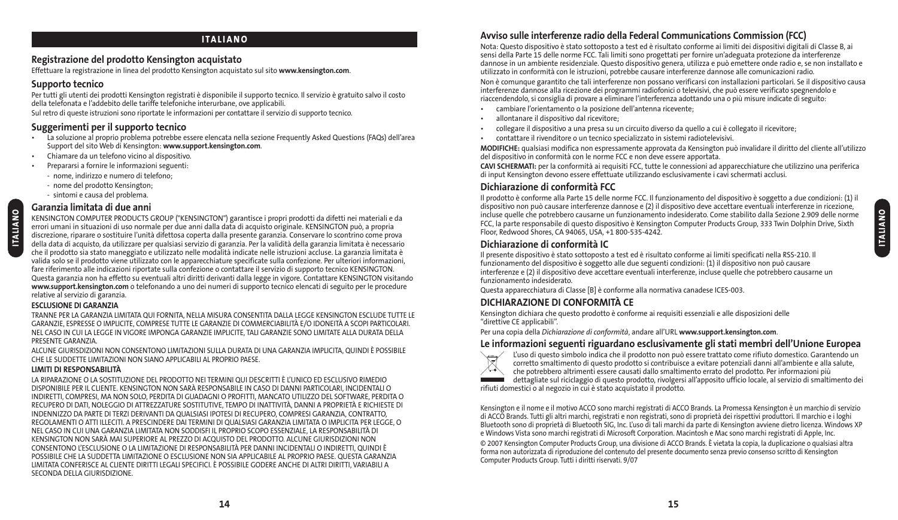# ITALIANO

## Registrazione del prodotto Kensington acquistato

Effettuare la registrazione in linea del prodotto Kensington acquistato sul sito **www.kensington.com**.

## Supporto tecnico

Per tutti gli utenti dei prodotti Kensington registrati è disponibile il supporto tecnico. Il servizio è gratuito salvo il costo della telefonata e l'addebito delle tariffe telefoniche interurbane, ove applicabili.

Sul retro di queste istruzioni sono riportate le informazioni per contattare il servizio di supporto tecnico.

## Suggerimenti per il supporto tecnico

- La soluzione al proprio problema potrebbe essere elencata nella sezione Frequently Asked Questions (FAQs) dell'area Support del sito Web di Kensington: **www.support.kensington.com**.
- Chiamare da un telefono vicino al dispositivo.
- Prepararsi a fornire le informazioni seguenti:
  - nome, indirizzo e numero di telefono;
  - nome del prodotto Kensington;
  - sintomi e causa del problema.

## Garanzia limitata di due anni

KENSINGTON COMPUTER PRODUCTS GROUP ("KENSINGTON") garantisce i propri prodotti da difetti nei materiali e da errori umani in situazioni di uso normale per due anni dalla data di acquisto originale. KENSINGTON può, a propria discrezione, riparare o sostituire l'unità difettosa coperta dalla presente garanzia. Conservare lo scontrino come prova della data di acquisto, da utilizzare per qualsiasi servizio di garanzia. Per la validità della garanzia limitata è necessario che il prodotto sia stato maneggiato e utilizzato nelle modalità indicate nelle istruzioni accluse. La garanzia limitata è valida solo se il prodotto viene utilizzato con le apparecchiature specificate sulla confezione. Per ulteriori informazioni, fare riferimento alle indicazioni riportate sulla confezione o contattare il servizio di supporto tecnico KENSINGTON. Questa garanzia non ha effetto su eventuali altri diritti derivanti dalla legge in vigore. Contattare KENSINGTON visitando **www.support.kensington.com** o telefonando a uno dei numeri di supporto tecnico elencati di seguito per le procedure relative al servizio di garanzia.

**ESCLUSIONE DI GARANZIA**

TRANNE PER LA GARANZIA LIMITATA QUI FORNITA, NELLA MISURA CONSENTITA DALLA LEGGE KENSINGTON ESCLUDE TUTTE LE GARANZIE, ESPRESSE O IMPLICITE, COMPRESE TUTTE LE GARANZIE DI COMMERCIABILITÀ E/O IDONEITÀ A SCOPI PARTICOLARI. NEL CASO IN CUI LA LEGGE IN VIGORE IMPONGA GARANZIE IMPLICITE, TALI GARANZIE SONO LIMITATE ALLA DURATA DELLA PRESENTE GARANZIA.

ALCUNE GIURISDIZIONI NON CONSENTONO LIMITAZIONI SULLA DURATA DI UNA GARANZIA IMPLICITA, QUINDI È POSSIBILE CHE LE SUDDETTE LIMITAZIONI NON SIANO APPLICABILI AL PROPRIO PAESE.

**LIMITI DI RESPONSABILITÀ**

LA RIPARAZIONE O LA SOSTITUZIONE DEL PRODOTTO NEI TERMINI QUI DESCRITTI È L'UNICO ED ESCLUSIVO RIMEDIO DISPONIBILE PER IL CLIENTE. KENSINGTON NON SARÀ RESPONSABILE IN CASO DI DANNI PARTICOLARI, INCIDENTALI O INDIRETTI, COMPRESI, MA NON SOLO, PERDITA DI GUADAGNI O PROFITTI, MANCATO UTILIZZO DEL SOFTWARE, PERDITA O RECUPERO DI DATI, NOLEGGIO DI ATTREZZATURE SOSTITUTIVE, TEMPO DI INATTIVITÀ, DANNI A PROPRIETÀ E RICHIESTE DI INDENNIZZO DA PARTE DI TERZI DERIVANTI DA QUALSIASI IPOTESI DI RECUPERO, COMPRESI GARANZIA, CONTRATTO, REGOLAMENTI O ATTI ILLECITI. A PRESCINDERE DAI TERMINI DI QUALSIASI GARANZIA LIMITATA O IMPLICITA PER LEGGE, O NEL CASO IN CUI UNA GARANZIA LIMITATA NON SODDISFI IL PROPRIO SCOPO ESSENZIALE, LA RESPONSABILITÀ DI KENSINGTON NON SARÀ MAI SUPERIORE AL PREZZO DI ACQUISTO DEL PRODOTTO. ALCUNE GIURISDIZIONI NON CONSENTONO L'ESCLUSIONE O LA LIMITAZIONE DI RESPONSABILITÀ PER DANNI INCIDENTALI O INDIRETTI, QUINDI È POSSIBILE CHE LA SUDDETTA LIMITAZIONE O ESCLUSIONE NON SIA APPLICABILE AL PROPRIO PAESE. QUESTA GARANZIA LIMITATA CONFERISCE AL CLIENTE DIRITTI LEGALI SPECIFICI. È POSSIBILE GODERE ANCHE DI ALTRI DIRITTI, VARIABILI A SECONDA DELLA GIURISDIZIONE.

## Avviso sulle interferenze radio della Federal Communications Commission (FCC)

Nota: Questo dispositivo è stato sottoposto a test ed è risultato conforme ai limiti dei dispositivi digitali di Classe B, ai sensi della Parte 15 delle norme FCC. Tali limiti sono progettati per fornire un'adeguata protezione da interferenze dannose in un ambiente residenziale. Questo dispositivo genera, utilizza e può emettere onde radio e, se non installato e utilizzato in conformità con le istruzioni, potrebbe causare interferenze dannose alle comunicazioni radio.

Non è comunque garantito che tali interferenze non possano verificarsi con installazioni particolari. Se il dispositivo causa interferenze dannose alla ricezione dei programmi radiofonici o televisivi, che può essere verificato spegnendolo e riaccendendolo, si consiglia di provare a eliminare l'interferenza adottando una o più misure indicate di seguito:

- cambiare l'orientamento o la posizione dell'antenna ricevente;
- allontanare il dispositivo dal ricevitore;
- collegare il dispositivo a una presa su un circuito diverso da quello a cui è collegato il ricevitore;
- contattare il rivenditore o un tecnico specializzato in sistemi radiotelevisivi.

**MODIFICHE:** qualsiasi modifica non espressamente approvata da Kensington può invalidare il diritto del cliente all'utilizzo del dispositivo in conformità con le norme FCC e non deve essere apportata.

**CAVI SCHERMATI:** per la conformità ai requisiti FCC, tutte le connessioni ad apparecchiature che utilizzino una periferica di input Kensington devono essere effettuate utilizzando esclusivamente i cavi schermati acclusi.

## Dichiarazione di conformità FCC

Il prodotto è conforme alla Parte 15 delle norme FCC. Il funzionamento del dispositivo è soggetto a due condizioni: (1) il dispositivo non può causare interferenze dannose e (2) il dispositivo deve accettare eventuali interferenze in ricezione, incluse quelle che potrebbero causarne un funzionamento indesiderato. Come stabilito dalla Sezione 2.909 delle norme FCC, la parte responsabile di questo dispositivo è Kensington Computer Products Group, 333 Twin Dolphin Drive, Sixth Floor, Redwood Shores, CA 94065, USA, +1 800-535-4242.

## Dichiarazione di conformità IC

Il presente dispositivo è stato sottoposto a test ed è risultato conforme ai limiti specificati nella RSS-210. Il funzionamento del dispositivo è soggetto alle due seguenti condizioni: (1) il dispositivo non può causare interferenze e (2) il dispositivo deve accettare eventuali interferenze, incluse quelle che potrebbero causarne un funzionamento indesiderato.

Questa apparecchiatura di Classe [B] è conforme alla normativa canadese ICES-003.

## DICHIARAZIONE DI CONFORMITÀ CE

Kensington dichiara che questo prodotto è conforme ai requisiti essenziali e alle disposizioni delle "direttive CE applicabili".

Per una copia della *Dichiarazione di conformità*, andare all'URL **www.support.kensington.com**.

## Le informazioni seguenti riguardano esclusivamente gli stati membri dell'Unione Europea

L'uso di questo simbolo indica che il prodotto non può essere trattato come rifiuto domestico. Garantendo un corretto smaltimento di questo prodotto si contribuisce a evitare potenziali danni all'ambiente e alla salute, che potrebbero altrimenti essere causati dallo smaltimento errato del prodotto. Per informazioni più dettagliate sul riciclaggio di questo prodotto, rivolgersi all'apposito ufficio locale, al servizio di smaltimento dei rifiuti domestici o al negozio in cui è stato acquistato il prodotto.

Kensington e il nome e il motivo ACCO sono marchi registrati di ACCO Brands. La Promessa Kensington è un marchio di servizio di ACCO Brands. Tutti gli altri marchi, registrati e non registrati, sono di proprietà dei rispettivi produttori. Il marchio e i loghi Bluetooth sono di proprietà di Bluetooth SIG, Inc. L'uso di tali marchi da parte di Kensington avviene dietro licenza. Windows XP e Windows Vista sono marchi registrati di Microsoft Corporation. Macintosh e Mac sono marchi registrati di Apple, Inc.

© 2007 Kensington Computer Products Group, una divisione di ACCO Brands. È vietata la copia, la duplicazione o qualsiasi altra forma non autorizzata di riproduzione del contenuto del presente documento senza previo consenso scritto di Kensington Computer Products Group. Tutti i diritti riservati. 9/07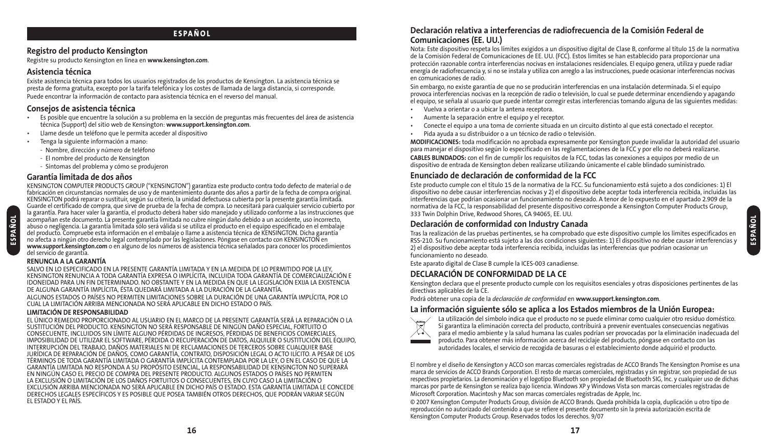## Registro del producto Kensington

Registre su producto Kensington en línea en **www.kensington.com**.

## Asistencia técnica

Existe asistencia técnica para todos los usuarios registrados de los productos de Kensington. La asistencia técnica se presta de forma gratuita, excepto por la tarifa telefónica y los costes de llamada de larga distancia, si corresponde. Puede encontrar la información de contacto para asistencia técnica en el reverso del manual.

## Consejos de asistencia técnica

- Es posible que encuentre la solución a su problema en la sección de preguntas más frecuentes del área de asistencia técnica (Support) del sitio web de Kensington: **www.support.kensington.com**.
- Llame desde un teléfono que le permita acceder al dispositivo
- Tenga la siguiente información a mano:
  - Nombre, dirección y número de teléfono
  - El nombre del producto de Kensington
  - Síntomas del problema y cómo se produjeron

## Garantía limitada de dos años

KENSINGTON COMPUTER PRODUCTS GROUP ("KENSINGTON") garantiza este producto contra todo defecto de material o de fabricación en circunstancias normales de uso y de mantenimiento durante dos años a partir de la fecha de compra original. KENSINGTON podrá reparar o sustituir, según su criterio, la unidad defectuosa cubierta por la presente garantía limitada. Guarde el certificado de compra, que sirve de prueba de la fecha de compra. Lo necesitará para cualquier servicio cubierto por la garantía. Para hacer valer la garantía, el producto deberá haber sido manejado y utilizado conforme a las instrucciones que acompañan este documento. La presente garantía limitada no cubre ningún daño debido a un accidente, uso incorrecto, abuso o negligencia. La garantía limitada sólo será válida si se utiliza el producto en el equipo especificado en el embalaje del producto. Compruebe esta información en el embalaje o llame a asistencia técnica de KENSINGTON. Dicha garantía no afecta a ningún otro derecho legal contemplado por las legislaciones. Póngase en contacto con KENSINGTON en **www.support.kensington.com** o en alguno de los números de asistencia técnica señalados para conocer los procedimientos del servicio de garantía.

**RENUNCIA A LA GARANTÍA**

SALVO EN LO ESPECIFICADO EN LA PRESENTE GARANTÍA LIMITADA Y EN LA MEDIDA DE LO PERMITIDO POR LA LEY, KENSINGTON RENUNCIA A TODA GARANTÍA EXPRESA O IMPLÍCITA, INCLUIDA TODA GARANTÍA DE COMERCIALIZACIÓN E IDONEIDAD PARA UN FIN DETERMINADO. NO OBSTANTE Y EN LA MEDIDA EN QUE LA LEGISLACIÓN EXIJA LA EXISTENCIA DE ALGUNA GARANTÍA IMPLÍCITA, ÉSTA QUEDARÁ LIMITADA A LA DURACIÓN DE LA GARANTÍA.

ALGUNOS ESTADOS O PAÍSES NO PERMITEN LIMITACIONES SOBRE LA DURACIÓN DE UNA GARANTÍA IMPLÍCITA, POR LO CUAL LA LIMITACIÓN ARRIBA MENCIONADA NO SERÁ APLICABLE EN DICHO ESTADO O PAÍS.

**LIMITACIÓN DE RESPONSABILIDAD**

EL ÚNICO REMEDIO PROPORCIONADO AL USUARIO EN EL MARCO DE LA PRESENTE GARANTÍA SERÁ LA REPARACIÓN O LA SUSTITUCIÓN DEL PRODUCTO. KENSINGTON NO SERÁ RESPONSABLE DE NINGÚN DAÑO ESPECIAL, FORTUITO O CONSECUENTE, INCLUIDOS SIN LÍMITE ALGUNO PÉRDIDAS DE INGRESOS, PÉRDIDAS DE BENEFICIOS COMERCIALES, IMPOSIBILIDAD DE UTILIZAR EL SOFTWARE, PÉRDIDA O RECUPERACIÓN DE DATOS, ALQUILER O SUSTITUCIÓN DEL EQUIPO, INTERRUPCIÓN DEL TRABAJO, DAÑOS MATERIALES NI DE RECLAMACIONES DE TERCEROS SOBRE CUALQUIER BASE JURÍDICA DE REPARACIÓN DE DAÑOS, COMO GARANTÍA, CONTRATO, DISPOSICIÓN LEGAL O ACTO ILÍCITO. A PESAR DE LOS TÉRMINOS DE TODA GARANTÍA LIMITADA O GARANTÍA IMPLÍCITA CONTEMPLADA POR LA LEY, O EN EL CASO DE QUE LA GARANTÍA LIMITADA NO RESPONDA A SU PROPÓSITO ESENCIAL, LA RESPONSABILIDAD DE KENSINGTON NO SUPERARÁ EN NINGÚN CASO EL PRECIO DE COMPRA DEL PRESENTE PRODUCTO. ALGUNOS ESTADOS O PAÍSES NO PERMITEN LA EXCLUSIÓN O LIMITACIÓN DE LOS DAÑOS FORTUITOS O CONSECUENTES, EN CUYO CASO LA LIMITACIÓN O EXCLUSIÓN ARRIBA MENCIONADA NO SERÁ APLICABLE EN DICHO PAÍS O ESTADO. ESTA GARANTÍA LIMITADA LE CONCEDE DERECHOS LEGALES ESPECÍFICOS Y ES POSIBLE QUE POSEA TAMBIÉN OTROS DERECHOS, QUE PODRÁN VARIAR SEGÚN EL ESTADO Y EL PAÍS.

## Declaración relativa a interferencias de radiofrecuencia de la Comisión Federal de Comunicaciones (EE. UU.)

Nota: Este dispositivo respeta los límites exigidos a un dispositivo digital de Clase B, conforme al título 15 de la normativa de la Comisión Federal de Comunicaciones de EE. UU. (FCC). Estos límites se han establecido para proporcionar una protección razonable contra interferencias nocivas en instalaciones residenciales. El equipo genera, utiliza y puede radiar energía de radiofrecuencia y, si no se instala y utiliza con arreglo a las instrucciones, puede ocasionar interferencias nocivas en comunicaciones de radio.

Sin embargo, no existe garantía de que no se producirán interferencias en una instalación determinada. Si el equipo provoca interferencias nocivas en la recepción de radio o televisión, lo cual se puede determinar encendiendo y apagando el equipo, se señala al usuario que puede intentar corregir estas interferencias tomando alguna de las siguientes medidas:

- Vuelva a orientar o a ubicar la antena receptora.
- Aumente la separación entre el equipo y el receptor.
- Conecte el equipo a una toma de corriente situada en un circuito distinto al que está conectado el receptor.
- Pida ayuda a su distribuidor o a un técnico de radio o televisión.

**MODIFICACIONES:** toda modificación no aprobada expresamente por Kensington puede invalidar la autoridad del usuario para manejar el dispositivo según lo especificado en las reglamentaciones de la FCC y por ello no deberá realizarse.

**CABLES BLINDADOS:** con el fin de cumplir los requisitos de la FCC, todas las conexiones a equipos por medio de un dispositivo de entrada de Kensington deben realizarse utilizando únicamente el cable blindado suministrado.

## Enunciado de declaración de conformidad de la FCC

Este producto cumple con el título 15 de la normativa de la FCC. Su funcionamiento está sujeto a dos condiciones: 1) El dispositivo no debe causar interferencias nocivas y 2) el dispositivo debe aceptar toda interferencia recibida, incluidas las interferencias que podrían ocasionar un funcionamiento no deseado. A tenor de lo expuesto en el apartado 2.909 de la normativa de la FCC, la responsabilidad del presente dispositivo corresponde a Kensington Computer Products Group, 333 Twin Dolphin Drive, Redwood Shores, CA 94065, EE. UU.

## Declaración de conformidad con Industry Canada

Tras la realización de las pruebas pertinentes, se ha comprobado que este dispositivo cumple los límites especificados en RSS-210. Su funcionamiento está sujeto a las dos condiciones siguientes: 1) El dispositivo no debe causar interferencias y 2) el dispositivo debe aceptar toda interferencia recibida, incluidas las interferencias que podrían ocasionar un funcionamiento no deseado.

Este aparato digital de Clase B cumple la ICES-003 canadiense.

## DECLARACIÓN DE CONFORMIDAD DE LA CE

Kensington declara que el presente producto cumple con los requisitos esenciales y otras disposiciones pertinentes de las directivas aplicables de la CE.

Podrá obtener una copia de la *declaración de conformidad* en **www.support.kensington.com**.

## La información siguiente sólo se aplica a los Estados miembros de la Unión Europea:

La utilización del símbolo indica que el producto no se puede eliminar como cualquier otro residuo doméstico. Si garantiza la eliminación correcta del producto, contribuirá a prevenir eventuales consecuencias negativas para el medio ambiente y la salud humana las cuales podrían ser provocadas por la eliminación inadecuada del producto. Para obtener más información acerca del reciclaje del producto, póngase en contacto con las autoridades locales, el servicio de recogida de basuras o el establecimiento donde adquirió el producto.

El nombre y el diseño de Kensington y ACCO son marcas comerciales registradas de ACCO Brands The Kensington Promise es una marca de servicios de ACCO Brands Corporation. El resto de marcas comerciales, registradas y sin registrar, son propiedad de sus respectivos propietarios. La denominación y el logotipo Bluetooth son propiedad de Bluetooth SIG, Inc. y cualquier uso de dichas marcas por parte de Kensington se realiza bajo licencia. Windows XP y Windows Vista son marcas comerciales registradas de Microsoft Corporation. Macintosh y Mac son marcas comerciales registradas de Apple, Inc.

© 2007 Kensington Computer Products Group, división de ACCO Brands. Queda prohibida la copia, duplicación u otro tipo de reproducción no autorizado del contenido a que se refiere el presente documento sin la previa autorización escrita de Kensington Computer Products Group. Reservados todos los derechos. 9/07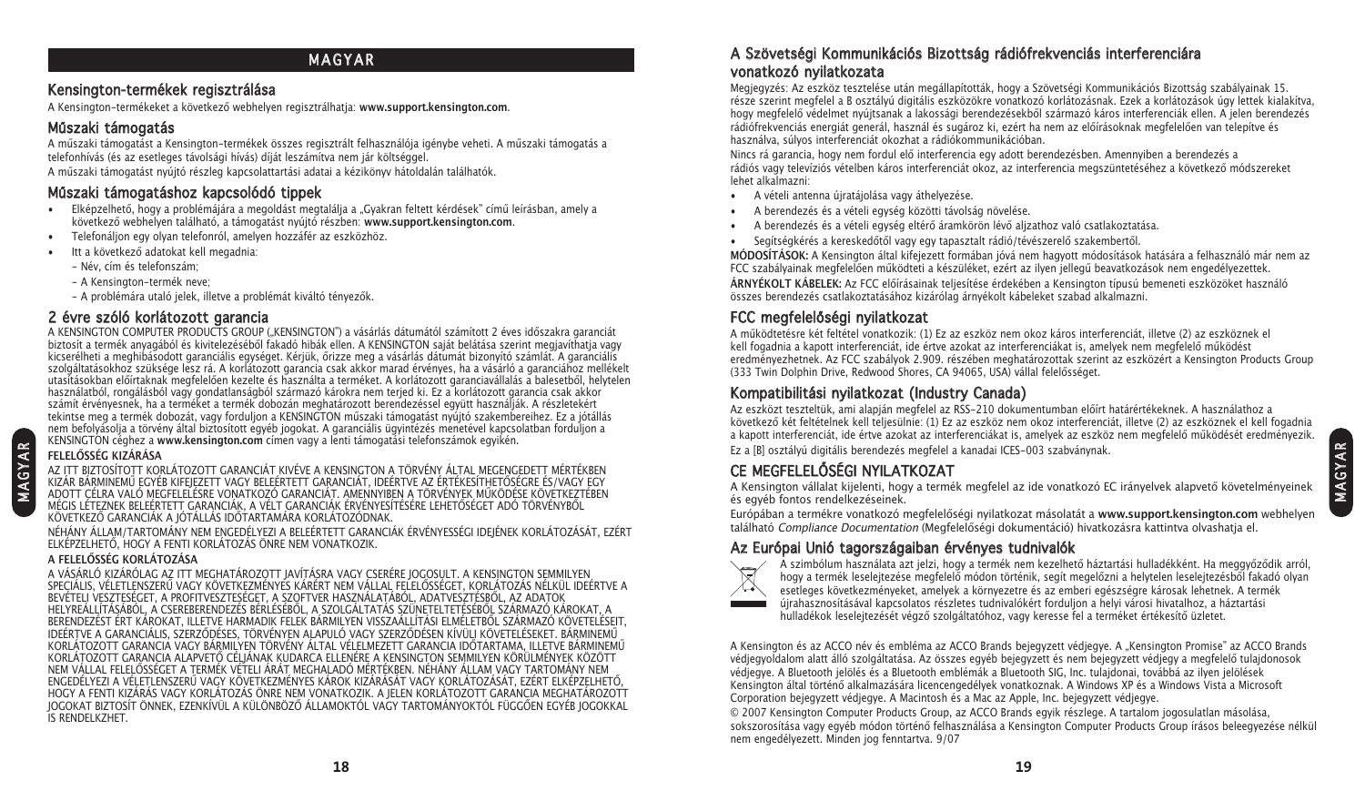# MAGYAR

## Kensington-termékek regisztrálása

A Kensington-termékeket a következő webhelyen regisztrálhatja: **www.support.kensington.com**.

## Műszaki támogatás

A műszaki támogatást a Kensington-termékek összes regisztrált felhasználója igénybe veheti. A műszaki támogatás a telefonhívás (és az esetleges távolsági hívás) díját leszámítva nem jár költséggel.

A műszaki támogatást nyújtó részleg kapcsolattartási adatai a kézikönyv hátoldalán találhatók.

## Műszaki támogatáshoz kapcsolódó tippek

- Elképzelhető, hogy a problémájára a megoldást megtalálja a „Gyakran feltett kérdések" című leírásban, amely a következő webhelyen található, a támogatást nyújtó részben: **www.support.kensington.com**.
- Telefonáljon egy olyan telefonról, amelyen hozzáfér az eszközhöz.
- Itt a következő adatokat kell megadnia:
  - Név, cím és telefonszám;
  - A Kensington-termék neve;
  - A problémára utaló jelek, illetve a problémát kiváltó tényezők.

## 2 évre szóló korlátozott garancia

A KENSINGTON COMPUTER PRODUCTS GROUP („KENSINGTON") a vásárlás dátumától számított 2 éves időszakra garanciát biztosít a termék anyagából és kivitelezéséből fakadó hibák ellen. A KENSINGTON saját belátása szerint megjavíthatja vagy kicserélheti a meghibásodott garanciális egységet. Kérjük, őrizze meg a vásárlás dátumát bizonyító számlát. A garanciális szolgáltatásokhoz szükség lesz rá. A korlátozott garancia csak akkor marad érvényes, ha a vásárló a garanciához mellékelt utasításokban előírtaknak megfelelően kezelte és használta a terméket. A korlátozott garanciavállalás a balesetből, helytelen használatból, rongálásból vagy gondatlanságból származó károkra nem terjed ki. Ez a korlátozott garancia csak akkor számít érvényesnek, ha a terméket a termék dobozán meghatározott berendezéssel együtt használják. A részletekért tekintse meg a termék dobozát, vagy forduljon a KENSINGTON műszaki támogatást nyújtó szakembereihez. Ez a jótállás nem befolyásolja a törvény által biztosított egyéb jogokat. A garanciális ügyintézés menetével kapcsolatban forduljon a KENSINGTON céghez a **www.kensington.com** címen vagy a lenti támogatási telefonszámok egyikén.

**FELELŐSSÉG KIZÁRÁSA**

AZ ITT BIZTOSÍTOTT KORLÁTOZOTT GARANCIÁT KIVÉVE A KENSINGTON A TÖRVÉNY ÁLTAL MEGENGEDETT MÉRTÉKBEN KIZÁR BÁRMINEMŰ EGYÉB KIFEJEZETT VAGY BELEÉRTETT GARANCIÁT, IDEÉRTVE AZ ÉRTÉKESÍTHETŐSÉGRE ÉS/VAGY EGY ADOTT CÉLRA VALÓ MEGFELELÉSRE VONATKOZÓ GARANCIÁT. AMENNYIBEN A TÖRVÉNYEK MŰKÖDÉSE KÖVETKEZTÉBEN MÉGIS LÉTEZNEK BELEÉRTETT GARANCIÁK, A VÉLT GARANCIÁK ÉRVÉNYESÍTÉSÉRE LEHETŐSÉGET ADÓ TÖRVÉNYBŐL KÖVETKEZŐ GARANCIÁK A JÓTÁLLÁS IDŐTARTAMÁRA KORLÁTOZÓDNAK.

NÉHÁNY ÁLLAM/TARTOMÁNY NEM ENGEDÉLYEZI A BELEÉRTETT GARANCIÁK ÉRVÉNYESSÉGI IDEJÉNEK KORLÁTOZÁSÁT, EZÉRT ELKÉPZELHETŐ, HOGY A FENTI KORLÁTOZÁS ÖNRE NEM VONATKOZIK.

**A FELELŐSSÉG KORLÁTOZÁSA**

A VÁSÁRLÓ KIZÁRÓLAG AZ ITT MEGHATÁROZOTT JAVÍTÁSRA VAGY CSERÉRE JOGOSULT. A KENSINGTON SEMMILYEN SPECIÁLIS, VÉLETLENSZERŰ VAGY KÖVETKEZMÉNYES KÁRÉRT NEM VÁLLAL FELELŐSSÉGET, KORLÁTOZÁS NÉLKÜL IDEÉRTVE A BEVÉTELI VESZTESÉGET, A PROFITVESZTESÉGET, A SZOFTVER HASZNÁLATÁBÓL, ADATVESZTÉSBŐL, AZ ADATOK HELYREÁLLÍTÁSÁBÓL, A CSEREBERENDEZÉS BÉRLÉSÉBŐL, A SZOLGÁLTATÁS SZÜNETELTETÉSÉBŐL SZÁRMAZÓ KÁROKAT, A BERENDEZÉST ÉRT KÁROKAT, ILLETVE HARMADIK FELEK BÁRMILYEN TÖRVÉNY ÁLTAL VISSZAÁLLÍTÁSI ELMÉLETBŐL SZÁRMAZÓ KÖVETELÉSEIT, IDEÉRTVE A GARANCIÁLIS, SZERZŐDÉSES, TÖRVÉNYEN ALAPULÓ VAGY SZERZŐDÉSEN KÍVÜLI KÖVETELÉSEKET. BÁRMINEMŰ KORLÁTOZOTT GARANCIA VAGY BÁRMILYEN TÖRVÉNY ÁLTAL VÉLELMEZETT GARANCIA IDŐTARTAMA, ILLETVE BÁRMINEMŰ KORLÁTOZOTT GARANCIA ALAPVETŐ CÉLJÁNAK KUDARCA ELLENÉRE A KENSINGTON SEMMILYEN KÖRÜLMÉNYEK KÖZÖTT NEM VÁLLAL FELELŐSSÉGET A TERMÉK VÉTELI ÁRÁT MEGHALADÓ MÉRTÉKBEN. NÉHÁNY ÁLLAM VAGY TARTOMÁNY NEM ENGEDÉLYEZI A VÉLETLENSZERŰ VAGY KÖVETKEZMÉNYES KÁROK KIZÁRÁSÁT VAGY KORLÁTOZÁSÁT, EZÉRT ELKÉPZELHETŐ, HOGY A FENTI KIZÁRÁS VAGY KORLÁTOZÁS ÖNRE NEM VONATKOZIK. A JELEN KORLÁTOZOTT GARANCIA MEGHATÁROZOTT JOGOKAT BIZTOSÍT ÖNNEK, EZENKÍVÜL A KÜLÖNBÖZŐ ÁLLAMOKTÓL VAGY TARTOMÁNYOKTÓL FÜGGŐEN EGYÉB JOGOKKAL IS RENDELKEZHET.

## A Szövetségi Kommunikációs Bizottság rádiófrekvenciás interferenciára vonatkozó nyilatkozata

Megjegyzés: Az eszköz tesztelése után megállapították, hogy a Szövetségi Kommunikációs Bizottság szabályainak 15. része szerint megfelel a B osztályú digitális eszközökre vonatkozó korlátozásnak. Ezek a korlátozások úgy lettek kialakítva, hogy megfelelő védelmet nyújtsanak a lakossági berendezésekből származó káros interferenciák ellen. A jelen berendezés rádiófrekvenciás energiát generál, használ és sugároz ki, ezért ha nem az előírásoknak megfelelően van telepítve és használva, súlyos interferenciát okozhat a rádiókommunikációban.

Nincs rá garancia, hogy nem fordul elő interferencia egy adott berendezésben. Amennyiben a berendezés a rádiós vagy televíziós vételben káros interferenciát okoz, az interferencia megszüntetéséhez a következő módszereket lehet alkalmazni:

- A vételi antenna újratájolása vagy áthelyezése.
- A berendezés és a vételi egység közötti távolság növelése.
- A berendezés és a vételi egység eltérő áramkörön lévő aljzathoz való csatlakoztatása.
- Segítségkérés a kereskedőtől vagy egy tapasztalt rádió/tévészerelő szakembertől.

**MÓDOSÍTÁSOK:** A Kensington által kifejezett formában jóvá nem hagyott módosítások hatására a felhasználó már nem az FCC szabályainak megfelelően működteti a készüléket, ezért az ilyen jellegű beavatkozások nem engedélyezettek.

**ÁRNYÉKOLT KÁBELEK:** Az FCC előírásainak teljesítése érdekében a Kensington típusú bemeneti eszközöket használó összes berendezés csatlakoztatásához kizárólag árnyékolt kábeleket szabad alkalmazni.

## FCC megfelelőségi nyilatkozat

A működtetésre két feltétel vonatkozik: (1) Ez az eszköz nem okoz káros interferenciát, illetve (2) az eszköznek el kell fogadnia a kapott interferenciát, ide értve azokat az interferenciákat is, amelyek nem megfelelő működést eredményezhetnek. Az FCC szabályok 2.909. részében meghatározottak szerint az eszközért a Kensington Products Group (333 Twin Dolphin Drive, Redwood Shores, CA 94065, USA) vállal felelősséget.

## Kompatibilitási nyilatkozat (Industry Canada)

Az eszközt teszteltük, ami alapján megfelel az RSS-210 dokumentumban előírt határértékeknek. A használathoz a következő két feltételnek kell teljesülnie: (1) Ez az eszköz nem okoz interferenciát, illetve (2) az eszköznek el kell fogadnia a kapott interferenciát, ide értve azokat az interferenciákat is, amelyek az eszköz nem megfelelő működését eredményezik.

Ez a [B] osztályú digitális berendezés megfelel a kanadai ICES-003 szabványnak.

## CE MEGFELELŐSÉGI NYILATKOZAT

A Kensington vállalat kijelenti, hogy a termék megfelel az ide vonatkozó EC irányelvek alapvető követelményeinek és egyéb fontos rendelkezéseinek.

Európában a termékre vonatkozó megfelelőségi nyilatkozat másolatát a **www.support.kensington.com** webhelyen található *Compliance Documentation* (Megfelelőségi dokumentáció) hivatkozásra kattintva olvashatja el.

## Az Európai Unió tagországaiban érvényes tudnivalók

A szimbólum használata azt jelzi, hogy a termék nem kezelhető háztartási hulladékként. Ha meggyőződik arról, hogy a termék leselejtezése megfelelő módon történik, segít megelőzni a helytelen leselejtezésből fakadó olyan esetleges következményeket, amelyek a környezetre és az emberi egészségre károsak lehetnek. A termék újrahasznosításával kapcsolatos részletes tudnivalókért forduljon a helyi városi hivatalhoz, a háztartási hulladékok leselejtezését végző szolgáltatóhoz, vagy keresse fel a terméket értékesítő üzletet.

A Kensington és az ACCO név és embléma az ACCO Brands bejegyzett védjegye. A „Kensington Promise" az ACCO Brands védjegyoldalom alatt álló szolgáltatása. Az összes egyéb bejegyzett és nem bejegyzett védjegy a megfelelő tulajdonosok védjegye. A Bluetooth jelölés és a Bluetooth emblémák a Bluetooth SIG, Inc. tulajdonai, továbbá az ilyen jelölések Kensington által történő alkalmazására licencengedélyek vonatkoznak. A Windows XP és a Windows Vista a Microsoft Corporation bejegyzett védjegye. A Macintosh és a Mac az Apple, Inc. bejegyzett védjegye.

© 2007 Kensington Computer Products Group, az ACCO Brands egyik részlege. A tartalom jogosulatlan másolása, sokszorosítása vagy egyéb módon történő felhasználása a Kensington Computer Products Group írásos beleegyezése nélkül nem engedélyezett. Minden jog fenntartva. 9/07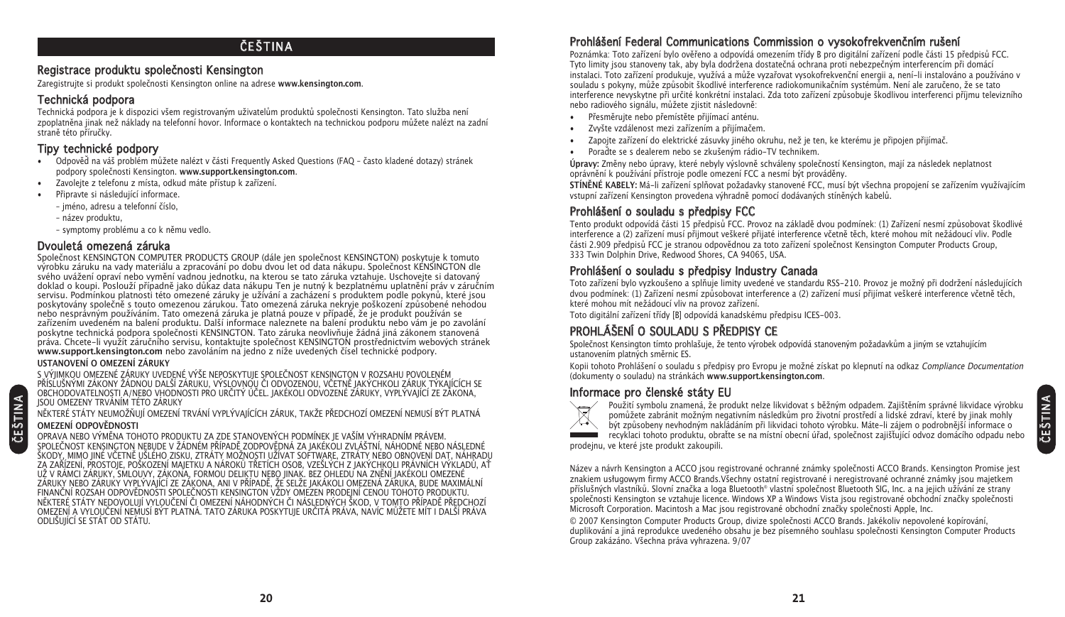# ČEŠTINA

## Registrace produktu společnosti Kensington

Zaregistrujte si produkt společnosti Kensington online na adrese **www.kensington.com**.

## Technická podpora

Technická podpora je k dispozici všem registrovaným uživatelům produktů společnosti Kensington. Tato služba není zpoplatněna jinak než náklady na telefonní hovor. Informace o kontaktech na technickou podporu můžete nalézt na zadní straně této příručky.

## Tipy technické podpory

- Odpověď na váš problém můžete nalézt v části Frequently Asked Questions (FAQ – často kladené dotazy) stránek podpory společnosti Kensington. **www.support.kensington.com**.
- Zavolejte z telefonu z místa, odkud máte přístup k zařízení.
- Připravte si následující informace.
  - jméno, adresu a telefonní číslo,
  - název produktu,
  - symptomy problému a co k němu vedlo.

## Dvouletá omezená záruka

Společnost KENSINGTON COMPUTER PRODUCTS GROUP (dále jen společnost KENSINGTON) poskytuje k tomuto výrobku záruku na vady materiálu a zpracování po dobu dvou let od data nákupu. Společnost KENSINGTON dle svého uvážení opraví nebo vymění vadnou jednotku, na kterou se tato záruka vztahuje. Uschovejte si datovaný doklad o koupi. Poslouží případně jako důkaz data nákupu Ten je nutný k bezplatnému uplatnění práv v záručním servisu. Podmínkou platnosti této omezené záruky je užívání a zacházení s produktem podle pokynů, které jsou poskytovány společně s touto omezenou zárukou. Tato omezená záruka nekryje poškození způsobené nehodou nebo nesprávným používáním. Tato omezená záruka je platná pouze v případě, že je produkt používán se zařízením uvedeném na balení produktu. Další informace naleznete na balení produktu nebo vám je po zavolání poskytne technická podpora společnosti KENSINGTON. Tato záruka neovlivňuje žádná jiná zákonem stanovená práva. Chcete-li využít záručního servisu, kontaktujte společnost KENSINGTON prostřednictvím webových stránek **www.support.kensington.com** nebo zavoláním na jedno z níže uvedených čísel technické podpory.

**USTANOVENÍ O OMEZENÍ ZÁRUKY**

S VÝJIMKOU OMEZENÉ ZÁRUKY UVEDENÉ VÝŠE NEPOSKYTUJE SPOLEČNOST KENSINGTON V ROZSAHU POVOLENÉM PŘÍSLUŠNÝMI ZÁKONY ŽÁDNOU DALŠÍ ZÁRUKU, VÝSLOVNOU ČI ODVOZENOU, VČETNĚ JAKÝCHKOLI ZÁRUK TÝKAJÍCÍCH SE OBCHODOVATELNOSTI A/NEBO VHODNOSTI PRO URČITÝ ÚČEL. JAKÉKOLI ODVOZENÉ ZÁRUKY, VYPLÝVAJÍCÍ ZE ZÁKONA, JSOU OMEZENY TRVÁNÍM TÉTO ZÁRUKY

NĚKTERÉ STÁTY NEUMOŽŇUJÍ OMEZENÍ TRVÁNÍ VYPLÝVAJÍCÍCH ZÁRUK, TAKŽE PŘEDCHOZÍ OMEZENÍ NEMUSÍ BÝT PLATNÁ

**OMEZENÍ ODPOVĚDNOSTI**

OPRAVA NEBO VÝMĚNA TOHOTO PRODUKTU ZA ZDE STANOVENÝCH PODMÍNEK JE VAŠÍM VÝHRADNÍM PRÁVEM. SPOLEČNOST KENSINGTON NEBUDE V ŽÁDNÉM PŘÍPADĚ ZODPOVĚDNÁ ZA JAKÉKOLI ZVLÁŠTNÍ, NÁHODNÉ NEBO NÁSLEDNÉ ŠKODY, MIMO JINÉ VČETNĚ UŠLÉHO ZISKU, ZTRÁTY MOŽNOSTI UŽÍVAT SOFTWARE, ZTRÁTY NEBO OBNOVENÍ DAT, NÁHRADU ZA ZAŘÍZENÍ, PROSTOJE, POŠKOZENÍ MAJETKU A NÁROKŮ TŘETÍCH OSOB, VZEŠLÝCH Z JAKÝCHKOLI PRÁVNÍCH VÝKLADŮ, AŤ UŽ V RÁMCI ZÁRUKY, SMLOUVY, ZÁKONA, FORMOU DELIKTU NEBO JINAK. BEZ OHLEDU NA ZNĚNÍ JAKÉKOLI OMEZENÉ ZÁRUKY NEBO ZÁRUKY VYPLÝVAJÍCÍ ZE ZÁKONA, ANI V PŘÍPADĚ, ŽE SELŽE JAKÁKOLI OMEZENÁ ZÁRUKA, BUDE MAXIMÁLNÍ FINANČNÍ ROZSAH ODPOVĚDNOSTI SPOLEČNOSTI KENSINGTON VŽDY OMEZEN PRODEJNÍ CENOU TOHOTO PRODUKTU. NĚKTERÉ STÁTY NEDOVOLUJÍ VYLOUČENÍ ČI OMEZENÍ NÁHODNÝCH ČI NÁSLEDNÝCH ŠKOD, V TOMTO PŘÍPADĚ PŘEDCHOZÍ OMEZENÍ A VYLOUČENÍ NEMUSÍ BÝT PLATNÁ. TATO ZÁRUKA POSKYTUJE URČITÁ PRÁVA, NAVÍC MŮŽETE MÍT I DALŠÍ PRÁVA ODLIŠUJÍCÍ SE STÁT OD STÁTU.

## Prohlášení Federal Communications Commission o vysokofrekvenčním rušení

Poznámka: Toto zařízení bylo ověřeno a odpovídá omezením třídy B pro digitální zařízení podle části 15 předpisů FCC. Tyto limity jsou stanoveny tak, aby byla dodržena dostatečná ochrana proti nebezpečným interferencím při domácí instalaci. Toto zařízení produkuje, využívá a může vyzařovat vysokofrekvenční energii a, není-li instalováno a používáno v souladu s pokyny, může způsobit škodlivé interference radiokomunikačním systémům. Není ale zaručeno, že se tato interference nevyskytne při určité konkrétní instalaci. Zda toto zařízení způsobuje škodlivou interferenci příjmu televizního nebo radiového signálu, můžete zjistit následovně:

- Přesměrujte nebo přemístěte přijímací anténu.
- Zvyšte vzdálenost mezi zařízením a přijímačem.
- Zapojte zařízení do elektrické zásuvky jiného okruhu, než je ten, ke kterému je připojen přijímač.
- Poraďte se s dealerem nebo se zkušeným rádio-TV technikem.

**Úpravy:** Změny nebo úpravy, které nebyly výslovně schváleny společností Kensington, mají za následek neplatnost oprávnění k používání přístroje podle omezení FCC a nesmí být prováděny.

**STÍNĚNÉ KABELY:** Má-li zařízení splňovat požadavky stanovené FCC, musí být všechna propojení se zařízením využívajícím vstupní zařízení Kensington provedena výhradně pomocí dodávaných stíněných kabelů.

## Prohlášení o souladu s předpisy FCC

Tento produkt odpovídá části 15 předpisů FCC. Provoz na základě dvou podmínek: (1) Zařízení nesmí způsobovat škodlivé interference a (2) zařízení musí přijmout veškeré přijaté interference včetně těch, které mohou mít nežádoucí vliv. Podle části 2.909 předpisů FCC je stranou odpovědnou za toto zařízení společnost Kensington Computer Products Group, 333 Twin Dolphin Drive, Redwood Shores, CA 94065, USA.

## Prohlášení o souladu s předpisy Industry Canada

Toto zařízení bylo vyzkoušeno a splňuje limity uvedené ve standardu RSS-210. Provoz je možný při dodržení následujících dvou podmínek: (1) Zařízení nesmí způsobovat interference a (2) zařízení musí přijímat veškeré interference včetně těch, které mohou mít nežádoucí vliv na provoz zařízení.

Toto digitální zařízení třídy [B] odpovídá kanadskému předpisu ICES-003.

## PROHLÁŠENÍ O SOULADU S PŘEDPISY CE

Společnost Kensington tímto prohlašuje, že tento výrobek odpovídá stanoveným požadavkům a jiným se vztahujícím ustanovením platných směrnic ES.

Kopii tohoto Prohlášení o souladu s předpisy pro Evropu je možné získat po klepnutí na odkaz *Compliance Documentation* (dokumenty o souladu) na stránkách **www.support.kensington.com**.

## Informace pro členské státy EU

Použití symbolu znamená, že produkt nelze likvidovat s běžným odpadem. Zajištěním správné likvidace výrobku pomůžete zabránit možným negativním následkům pro životní prostředí a lidské zdraví, které by jinak mohly být způsobeny nevhodným nakládáním při likvidaci tohoto výrobku. Máte-li zájem o podrobnější informace o recyklaci tohoto produktu, obraťte se na místní obecní úřad, společnost zajišťující odvoz domácího odpadu nebo prodejnu, ve které jste produkt zakoupili.

Název a návrh Kensington a ACCO jsou registrované ochranné známky společnosti ACCO Brands. Kensington Promise jest znakiem usługowym firmy ACCO Brands.Všechny ostatní registrované i neregistrované ochranné známky jsou majetkem příslušných vlastníků. Slovní značka a loga Bluetooth® vlastní společnost Bluetooth SIG, Inc. a na jejich užívání ze strany společnosti Kensington se vztahuje licence. Windows XP a Windows Vista jsou registrované obchodní značky společnosti Microsoft Corporation. Macintosh a Mac jsou registrované obchodní značky společnosti Apple, Inc.

© 2007 Kensington Computer Products Group, divize společnosti ACCO Brands. Jakékoliv nepovolené kopírování, duplikování a jiná reprodukce uvedeného obsahu je bez písemného souhlasu společnosti Kensington Computer Products Group zakázáno. Všechna práva vyhrazena. 9/07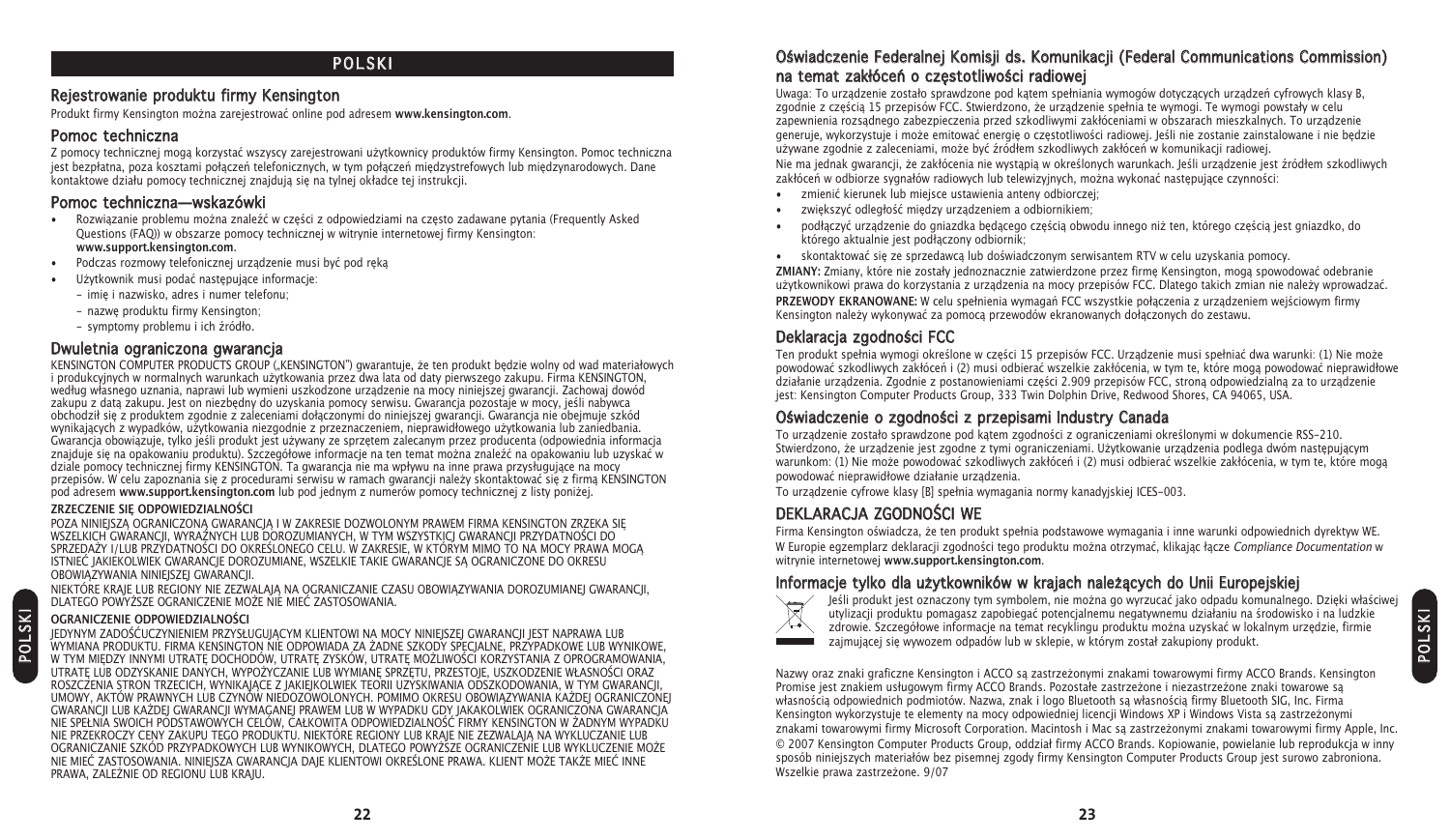# POLSKI

## Rejestrowanie produktu firmy Kensington

Produkt firmy Kensington można zarejestrować online pod adresem **www.kensington.com**.

## Pomoc techniczna

Z pomocy technicznej mogą korzystać wszyscy zarejestrowani użytkownicy produktów firmy Kensington. Pomoc techniczna jest bezpłatna, poza kosztami połączeń telefonicznych, w tym połączeń międzystrefowych lub międzynarodowych. Dane kontaktowe działu pomocy technicznej znajdują się na tylnej okładce tej instrukcji.

## Pomoc techniczna—wskazówki

- Rozwiązanie problemu można znaleźć w części z odpowiedziami na często zadawane pytania (Frequently Asked Questions (FAQ)) w obszarze pomocy technicznej w witrynie internetowej firmy Kensington: **www.support.kensington.com**.
- Podczas rozmowy telefonicznej urządzenie musi być pod ręką
- Użytkownik musi podać następujące informacje:
  - imię i nazwisko, adres i numer telefonu;
  - nazwę produktu firmy Kensington;
  - symptomy problemu i ich źródło.

## Dwuletnia ograniczona gwarancja

KENSINGTON COMPUTER PRODUCTS GROUP („KENSINGTON") gwarantuje, że ten produkt będzie wolny od wad materiałowych i produkcyjnych w normalnych warunkach użytkowania przez dwa lata od daty pierwszego zakupu. Firma KENSINGTON, według własnego uznania, naprawi lub wymieni uszkodzone urządzenie na mocy niniejszej gwarancji. Zachowaj dowód zakupu z datą zakupu. Jest on niezbędny do uzyskania pomocy serwisu. Gwarancja pozostaje w mocy, jeśli nabywca obchodził się z produktem zgodnie z zaleceniami dołączonymi do niniejszej gwarancji. Gwarancja nie obejmuje szkód wynikających z wypadków, użytkowania niezgodnie z przeznaczeniem, nieprawidłowego użytkowania lub zaniedbania. Gwarancja obowiązuje, tylko jeśli produkt jest używany ze sprzętem zalecanym przez producenta (odpowiednia informacja znajduje się na opakowaniu produktu). Szczegółowe informacje na ten temat można znaleźć na opakowaniu lub uzyskać w dziale pomocy technicznej firmy KENSINGTON. Ta gwarancja nie ma wpływu na inne prawa przysługujące na mocy przepisów. W celu zapoznania się z procedurami serwisu w ramach gwarancji należy skontaktować się z firmą KENSINGTON pod adresem **www.support.kensington.com** lub pod jednym z numerów pomocy technicznej z listy poniżej.

**ZRZECZENIE SIĘ ODPOWIEDZIALNOŚCI**

POZA NINIEJSZĄ OGRANICZONĄ GWARANCJĄ I W ZAKRESIE DOZWOLONYM PRAWEM FIRMA KENSINGTON ZRZEKA SIĘ WSZELKICH GWARANCJI, WYRAŹNYCH LUB DOROZUMIANYCH, W TYM WSZYSTKICJ GWARANCJI PRZYDATNOŚCI DO SPRZEDAŻY I/LUB PRZYDATNOŚCI DO OKREŚLONEGO CELU. W ZAKRESIE, W KTÓRYM MIMO TO NA MOCY PRAWA MOGĄ ISTNIEĆ JAKIEKOLWIEK GWARANCJE DOROZUMIANE, WSZELKIE TAKIE GWARANCJE SĄ OGRANICZONE DO OKRESU OBOWIĄZYWANIA NINIEJSZEJ GWARANCJI.

NIEKTÓRE KRAJE LUB REGIONY NIE ZEZWALAJĄ NA OGRANICZANIE CZASU OBOWIĄZYWANIA DOROZUMIANEJ GWARANCJI, DLATEGO POWYŻSZE OGRANICZENIE MOŻE NIE MIEĆ ZASTOSOWANIA.

**OGRANICZENIE ODPOWIEDZIALNOŚCI**

JEDYNYM ZADOŚĆUCZYNIENIEM PRZYSŁUGUJĄCYM KLIENTOWI NA MOCY NINIEJSZEJ GWARANCJI JEST NAPRAWA LUB WYMIANA PRODUKTU. FIRMA KENSINGTON NIE ODPOWIADA ZA ŻADNE SZKODY SPECJALNE, PRZYPADKOWE LUB WYNIKOWE, W TYM MIĘDZY INNYMI UTRATĘ DOCHODÓW, UTRATĘ ZYSKÓW, UTRATĘ MOŻLIWOŚCI KORZYSTANIA Z OPROGRAMOWANIA, UTRATĘ LUB ODZYSKANIE DANYCH, WYPOŻYCZANIE LUB WYMIANĘ SPRZĘTU, PRZESTOJE, USZKODZENIE WŁASNOŚCI ORAZ ROSZCZENIA STRON TRZECICH, WYNIKAJĄCE Z JAKIEJKOLWIEK TEORII UZYSKIWANIA ODSZKODOWANIA, W TYM GWARANCJI, UMOWY, AKTÓW PRAWNYCH LUB CZYNÓW NIEDOZWOLONYCH. POMIMO OKRESU OBOWIĄZYWANIA KAŻDEJ OGRANICZONEJ GWARANCJI LUB KAŻDEJ GWARANCJI WYMAGANEJ PRAWEM LUB W WYPADKU GDY JAKAKOLWIEK OGRANICZONA GWARANCJA NIE SPEŁNIA SWOICH PODSTAWOWYCH CELÓW, CAŁKOWITA ODPOWIEDZIALNOŚĆ FIRMY KENSINGTON W ŻADNYM WYPADKU NIE PRZEKROCZY CENY ZAKUPU TEGO PRODUKTU. NIEKTÓRE REGIONY LUB KRAJE NIE ZEZWALAJĄ NA WYKLUCZANIE LUB OGRANICZANIE SZKÓD PRZYPADKOWYCH LUB WYNIKOWYCH, DLATEGO POWYŻSZE OGRANICZENIE LUB WYKLUCZENIE MOŻE NIE MIEĆ ZASTOSOWANIA. NINIEJSZA GWARANCJA DAJE KLIENTOWI OKREŚLONE PRAWA. KLIENT MOŻE TAKŻE MIEĆ INNE PRAWA, ZALEŻNIE OD REGIONU LUB KRAJU.

## Oświadczenie Federalnej Komisji ds. Komunikacji (Federal Communications Commission) na temat zakłóceń o częstotliwości radiowej

Uwaga: To urządzenie zostało sprawdzone pod kątem spełniania wymogów dotyczących urządzeń cyfrowych klasy B, zgodnie z częścią 15 przepisów FCC. Stwierdzono, że urządzenie spełnia te wymogi. Te wymogi powstały w celu zapewnienia rozsądnego zabezpieczenia przed szkodliwymi zakłóceniami w obszarach mieszkalnych. To urządzenie generuje, wykorzystuje i może emitować energię o częstotliwości radiowej. Jeśli nie zostanie zainstalowane i nie będzie używane zgodnie z zaleceniami, może być źródłem szkodliwych zakłóceń w komunikacji radiowej.

Nie ma jednak gwarancji, że zakłócenia nie wystąpią w określonych warunkach. Jeśli urządzenie jest źródłem szkodliwych zakłóceń w odbiorze sygnałów radiowych lub telewizyjnych, można wykonać następujące czynności:

- zmienić kierunek lub miejsce ustawienia anteny odbiorczej;
- zwiększyć odległość między urządzeniem a odbiornikiem;
- podłączyć urządzenie do gniazdka będącego częścią obwodu innego niż ten, którego częścią jest gniazdko, do którego aktualnie jest podłączony odbiornik;
- skontaktować się ze sprzedawcą lub doświadczonym serwisantem RTV w celu uzyskania pomocy.

**ZMIANY:** Zmiany, które nie zostały jednoznacznie zatwierdzone przez firmę Kensington, mogą spowodować odebranie użytkownikowi prawa do korzystania z urządzenia na mocy przepisów FCC. Dlatego takich zmian nie należy wprowadzać.

**PRZEWODY EKRANOWANE:** W celu spełnienia wymagań FCC wszystkie połączenia z urządzeniem wejściowym firmy Kensington należy wykonywać za pomocą przewodów ekranowanych dołączonych do zestawu.

## Deklaracja zgodności FCC

Ten produkt spełnia wymogi określone w części 15 przepisów FCC. Urządzenie musi spełniać dwa warunki: (1) Nie może powodować szkodliwych zakłóceń i (2) musi odbierać wszelkie zakłócenia, w tym te, które mogą powodować nieprawidłowe działanie urządzenia. Zgodnie z postanowieniami części 2.909 przepisów FCC, stroną odpowiedzialną za to urządzenie jest: Kensington Computer Products Group, 333 Twin Dolphin Drive, Redwood Shores, CA 94065, USA.

## Oświadczenie o zgodności z przepisami Industry Canada

To urządzenie zostało sprawdzone pod kątem zgodności z ograniczeniami określonymi w dokumencie RSS-210. Stwierdzono, że urządzenie jest zgodne z tymi ograniczeniami. Użytkowanie urządzenia podlega dwóm następującym warunkom: (1) Nie może powodować szkodliwych zakłóceń i (2) musi odbierać wszelkie zakłócenia, w tym te, które mogą powodować nieprawidłowe działanie urządzenia.

To urządzenie cyfrowe klasy [B] spełnia wymagania normy kanadyjskiej ICES-003.

## DEKLARACJA ZGODNOŚCI WE

Firma Kensington oświadcza, że ten produkt spełnia podstawowe wymagania i inne warunki odpowiednich dyrektyw WE. W Europie egzemplarz deklaracji zgodności tego produktu można otrzymać, klikając łącze *Compliance Documentation* w witrynie internetowej **www.support.kensington.com**.

## Informacje tylko dla użytkowników w krajach należących do Unii Europejskiej

Jeśli produkt jest oznaczony tym symbolem, nie można go wyrzucać jako odpadu komunalnego. Dzięki właściwej utylizacji produktu pomagasz zapobiegać potencjalnemu negatywnemu działaniu na środowisko i na ludzkie zdrowie. Szczegółowe informacje na temat recyklingu produktu można uzyskać w lokalnym urzędzie, firmie zajmującej się wywozem odpadów lub w sklepie, w którym został zakupiony produkt.

Nazwy oraz znaki graficzne Kensington i ACCO są zastrzeżonymi znakami towarowymi firmy ACCO Brands. Kensington Promise jest znakiem usługowym firmy ACCO Brands. Pozostałe zastrzeżone i niezastrzeżone znaki towarowe są własnością odpowiednich podmiotów. Nazwa, znak i logo Bluetooth są własnością firmy Bluetooth SIG, Inc. Firma Kensington wykorzystuje te elementy na mocy odpowiedniej licencji Windows XP i Windows Vista są zastrzeżonymi znakami towarowymi firmy Microsoft Corporation. Macintosh i Mac są zastrzeżonymi znakami towarowymi firmy Apple, Inc. © 2007 Kensington Computer Products Group, oddział firmy ACCO Brands. Kopiowanie, powielanie lub reprodukcja w inny sposób niniejszych materiałów bez pisemnej zgody firmy Kensington Computer Products Group jest surowo zabroniona. Wszelkie prawa zastrzeżone. 9/07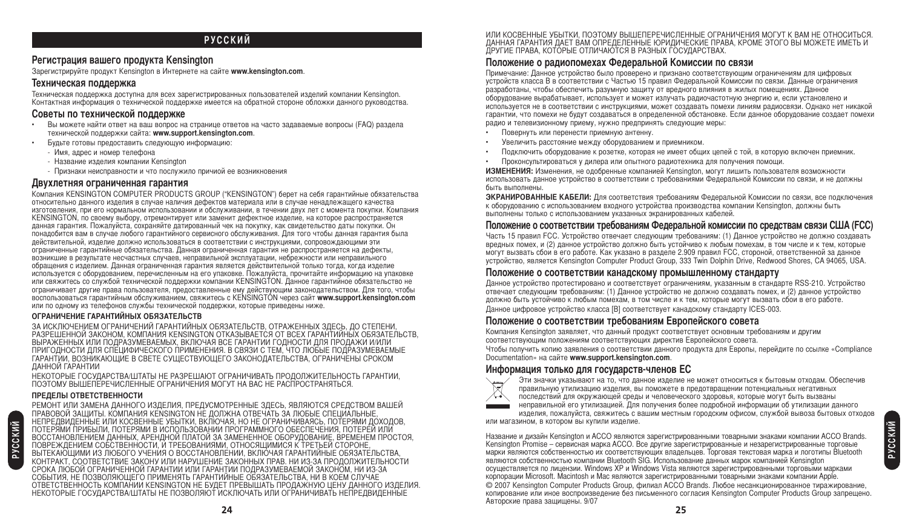# РУССКИЙ

## Регистрация вашего продукта Kensington

Зарегистрируйте продукт Kensington в Интернете на сайте **www.kensington.com**.

## Техническая поддержка

Техническая поддержка доступна для всех зарегистрированных пользователей изделий компании Kensington. Контактная информация о технической поддержке имеется на обратной стороне обложки данного руководства.

## Советы по технической поддержке

- Вы можете найти ответ на ваш вопрос на странице ответов на часто задаваемые вопросы (FAQ) раздела технической поддержки сайта: **www.support.kensington.com**.
- Будьте готовы предоставить следующую информацию:
  - Имя, адрес и номер телефона
  - Название изделия компании Kensington
  - Признаки неисправности и что послужило причиной ее возникновения

## Двухлетняя ограниченная гарантия

Компания KENSINGTON COMPUTER PRODUCTS GROUP ("KENSINGTON") берет на себя гарантийные обязательства относительно данного изделия в случае наличия дефектов материала или в случае ненадлежащего качества изготовления, при его нормальном использовании и обслуживании, в течении двух лет с момента покупки. Компания KENSINGTON, по своему выбору, отремонтирует или заменит дефектное изделие, на которое распространяется данная гарантия. Пожалуйста, сохраняйте датированный чек на покупку, как свидетельство даты покупки. Он понадобится вам в случае любого гарантийного сервисного обслуживания. Для того чтобы данная гарантия была действительной, изделие должно использоваться в соответствии с инструкциями, сопровождающими эти ограниченные гарантийные обязательства. Данная ограниченная гарантия не распространяется на дефекты, возникшие в результате несчастных случаев, неправильной эксплуатации, небрежности или неправильного обращения с изделием. Данная ограниченная гарантия является действительной только тогда, когда изделие используется с оборудованием, перечисленным на его упаковке. Пожалуйста, прочитайте информацию на упаковке или свяжитесь со службой технической поддержки компании KENSINGTON. Данное гарантийное обязательство не ограничивает другие права пользователя, предоставленные ему действующим законодательством. Для того, чтобы воспользоваться гарантийным обслуживанием, свяжитесь с KENSINGTON через сайт **www.support.kensington.com** или по одному из телефонов службы технической поддержки, которые приведены ниже.

### ОГРАНИЧЕНИЕ ГАРАНТИЙНЫХ ОБЯЗАТЕЛЬСТВ

ЗА ИСКЛЮЧЕНИЕМ ОГРАНИЧЕНИЙ ГАРАНТИЙНЫХ ОБЯЗАТЕЛЬСТВ, ОТРАЖЕННЫХ ЗДЕСЬ, ДО СТЕПЕНИ, РАЗРЕШЕННОЙ ЗАКОНОМ, КОМПАНИЯ KENSINGTON ОТКАЗЫВАЕТСЯ ОТ ВСЕХ ГАРАНТИЙНЫХ ОБЯЗАТЕЛЬСТВ, ВЫРАЖЕННЫХ ИЛИ ПОДРАЗУМЕВАЕМЫХ, ВКЛЮЧАЯ ВСЕ ГАРАНТИИ ГОДНОСТИ ДЛЯ ПРОДАЖИ И/ИЛИ ПРИГОДНОСТИ ДЛЯ СПЕЦИФИЧЕСКОГО ПРИМЕНЕНИЯ. В СВЯЗИ С ТЕМ, ЧТО ЛЮБЫЕ ПОДРАЗУМЕВАЕМЫЕ ГАРАНТИИ, ВОЗНИКАЮЩИЕ В СВЕТЕ СУЩЕСТВУЮЩЕГО ЗАКОНОДАТЕЛЬСТВА, ОГРАНИЧЕНЫ СРОКОМ ДАННОЙ ГАРАНТИИ

НЕКОТОРЫЕ ГОСУДАРСТВА/ШТАТЫ НЕ РАЗРЕШАЮТ ОГРАНИЧИВАТЬ ПРОДОЛЖИТЕЛЬНОСТЬ ГАРАНТИИ, ПОЭТОМУ ВЫШЕПЕРЕЧИСЛЕННЫЕ ОГРАНИЧЕНИЯ МОГУТ НА ВАС НЕ РАСПРОСТРАНЯТЬСЯ.

### ПРЕДЕЛЫ ОТВЕТСТВЕННОСТИ

РЕМОНТ ИЛИ ЗАМЕНА ДАННОГО ИЗДЕЛИЯ, ПРЕДУСМОТРЕННЫЕ ЗДЕСЬ, ЯВЛЯЮТСЯ СРЕДСТВОМ ВАШЕЙ ПРАВОВОЙ ЗАЩИТЫ. КОМПАНИЯ KENSINGTON НЕ ДОЛЖНА ОТВЕЧАТЬ ЗА ЛЮБЫЕ СПЕЦИАЛЬНЫЕ, НЕПРЕДВИДЕННЫЕ ИЛИ КОСВЕННЫЕ УБЫТКИ, ВКЛЮЧАЯ, НО НЕ ОГРАНИЧИВАЯСЬ, ПОТЕРЯМИ ДОХОДОВ, ПОТЕРЯМИ ПРИБЫЛИ, ПОТЕРЯМИ В ИСПОЛЬЗОВАНИИ ПРОГРАММНОГО ОБЕСПЕЧЕНИЯ, ПОТЕРЕЙ ИЛИ ВОССТАНОВЛЕНИЕМ ДАННЫХ, АРЕНДНОЙ ПЛАТОЙ ЗА ЗАМЕНЕННОЕ ОБОРУДОВАНИЕ, ВРЕМЕНЕМ ПРОСТОЯ, ПОВРЕЖДЕНИЕМ СОБСТВЕННОСТИ, И ТРЕБОВАНИЯМИ, ОТНОСЯЩИМИСЯ К ТРЕТЬЕЙ СТОРОНЕ, ВЫТЕКАЮЩИМИ ИЗ ЛЮБОГО УЧЕНИЯ О ВОССТАНОВЛЕНИИ, ВКЛЮЧАЯ ГАРАНТИЙНЫЕ ОБЯЗАТЕЛЬСТВА, КОНТРАКТ, СООТВЕТСТВИЕ ЗАКОНУ ИЛИ НАРУШЕНИЕ ЗАКОННЫХ ПРАВ. НИ ИЗ-ЗА ПРОДОЛЖИТЕЛЬНОСТИ СРОКА ЛЮБОЙ ОГРАНИЧЕННОЙ ГАРАНТИИ ИЛИ ГАРАНТИИ ПОДРАЗУМЕВАЕМОЙ ЗАКОНОМ, НИ ИЗ-ЗА СОБЫТИЯ, НЕ ПОЗВОЛЯЮЩЕГО ПРИМЕНЯТЬ ГАРАНТИЙНЫЕ ОБЯЗАТЕЛЬСТВА, НИ В КОЕМ СЛУЧАЕ ОТВЕТСТВЕННОСТЬ КОМПАНИИ KENSINGTON НЕ БУДЕТ ПРЕВЫШАТЬ ПРОДАЖНУЮ ЦЕНУ ДАННОГО ИЗДЕЛИЯ. НЕКОТОРЫЕ ГОСУДАРСТВА/ШТАТЫ НЕ ПОЗВОЛЯЮТ ИСКЛЮЧАТЬ ИЛИ ОГРАНИЧИВАТЬ НЕПРЕДВИДЕННЫЕ ИЛИ КОСВЕННЫЕ УБЫТКИ, ПОЭТОМУ ВЫШЕПЕРЕЧИСЛЕННЫЕ ОГРАНИЧЕНИЯ МОГУТ К ВАМ НЕ ОТНОСИТЬСЯ. ДАННАЯ ГАРАНТИЯ ДАЕТ ВАМ ОПРЕДЕЛЕННЫЕ ЮРИДИЧЕСКИЕ ПРАВА, КРОМЕ ЭТОГО ВЫ МОЖЕТЕ ИМЕТЬ И ДРУГИЕ ПРАВА, КОТОРЫЕ ОТЛИЧАЮТСЯ В РАЗНЫХ ГОСУДАРСТВАХ.

## Положение о радиопомехах Федеральной Комиссии по связи

Примечание: Данное устройство было проверено и признано соответствующим ограничениям для цифровых устройств класса В в соответствии с Частью 15 правил Федеральной Комиссии по связи. Данные ограничения разработаны, чтобы обеспечить разумную защиту от вредного влияния в жилых помещениях. Данное оборудование вырабатывает, использует и может излучать радиочастотную энергию и, если установлено и используется не в соответствии с инструкциями, может создавать помехи линиям радиосвязи. Однако нет никакой гарантии, что помехи не будут создаваться в определенной обстановке. Если данное оборудование создает помехи радио и телевизионному приему, нужно предпринять следующие меры:

- Повернуть или перенести приемную антенну.
- Увеличить расстояние между оборудованием и приемником.
- Подключить оборудование к розетке, которая не имеет общих цепей с той, в которую включен приемник.
- Проконсультироваться у дилера или опытного радиотехника для получения помощи.

**ИЗМЕНЕНИЯ:** Изменения, не одобренные компанией Kensington, могут лишить пользователя возможности использовать данное устройство в соответствии с требованиями Федеральной Комиссии по связи, и не должны быть выполнены.

**ЭКРАНИРОВАННЫЕ КАБЕЛИ:** Для соответствия требованиям Федеральной Комиссии по связи, все подключения к оборудованию с использованием входного устройства производства компании Kensington, должны быть выполнены только с использованием указанных экранированных кабелей.

## Положение о соответствии требованиям Федеральной комиссии по средствам связи США (FCC)

Часть 15 правил FCC. Устройство отвечает следующим требованиям: (1) Данное устройство не должно создавать вредных помех, и (2) данное устройство должно быть устойчиво к любым помехам, в том числе и к тем, которые могут вызвать сбои в его работе. Как указано в разделе 2.909 правил FCC, стороной, ответственной за данное устройство, является Kensington Computer Product Group, 333 Twin Dolphin Drive, Redwood Shores, CA 94065, USA.

## Положение о соответствии канадскому промышленному стандарту

Данное устройство протестировано и соответствует ограничениям, указанным в стандарте RSS-210. Устройство отвечает следующим требованиям: (1) Данное устройство не должно создавать помех, и (2) данное устройство должно быть устойчиво к любым помехам, в том числе и к тем, которые могут вызвать сбои в его работе.

Данное цифровое устройство класса [B] соответствует канадскому стандарту ICES-003.

## Положение о соответствии требованиям Европейского совета

Компания Kensington заявляет, что данный продукт соответствует основным требованиям и другим соответствующим положениям соответствующих директив Европейского совета.

Чтобы получить копию заявления о соответствии данного продукта для Европы, перейдите по ссылке «Compliance Documentation» на сайте **www.support.kensington.com**.

## Информация только для государств-членов ЕС

Эти значки указывают на то, что данное изделие не может относиться к бытовым отходам. Обеспечив правильную утилизацию изделия, вы поможете в предотвращении потенциальных негативных последствий для окружающей среды и человеческого здоровья, которые могут быть вызваны неправильной его утилизацией. Для получения более подробной информации об утилизации данного изделия, пожалуйста, свяжитесь с вашим местным городским офисом, службой вывоза бытовых отходов или магазином, в котором вы купили изделие.

Название и дизайн Kensington и ACCO являются зарегистрированными товарными знаками компании ACCO Brands. Kensington Promise – сервисная марка ACCO. Все другие зарегистрированные и незарегистрированные торговые марки являются собственностью их соответствующих владельцев. Торговая текстовая марка и логотипы Bluetooth являются собственностью компании Bluetooth SIG. Использование данных марок компанией Kensington осуществляется по лицензии. Windows XP и Windows Vista являются зарегистрированными торговыми марками корпорации Microsoft. Macintosh и Mac являются зарегистрированными товарными знаками компании Apple.

© 2007 Kensington Computer Products Group, филиал ACCO Brands. Любое несанкционированное тиражирование, копирование или иное воспроизведение без письменного согласия Kensington Computer Products Group запрещено. Авторские права защищены. 9/07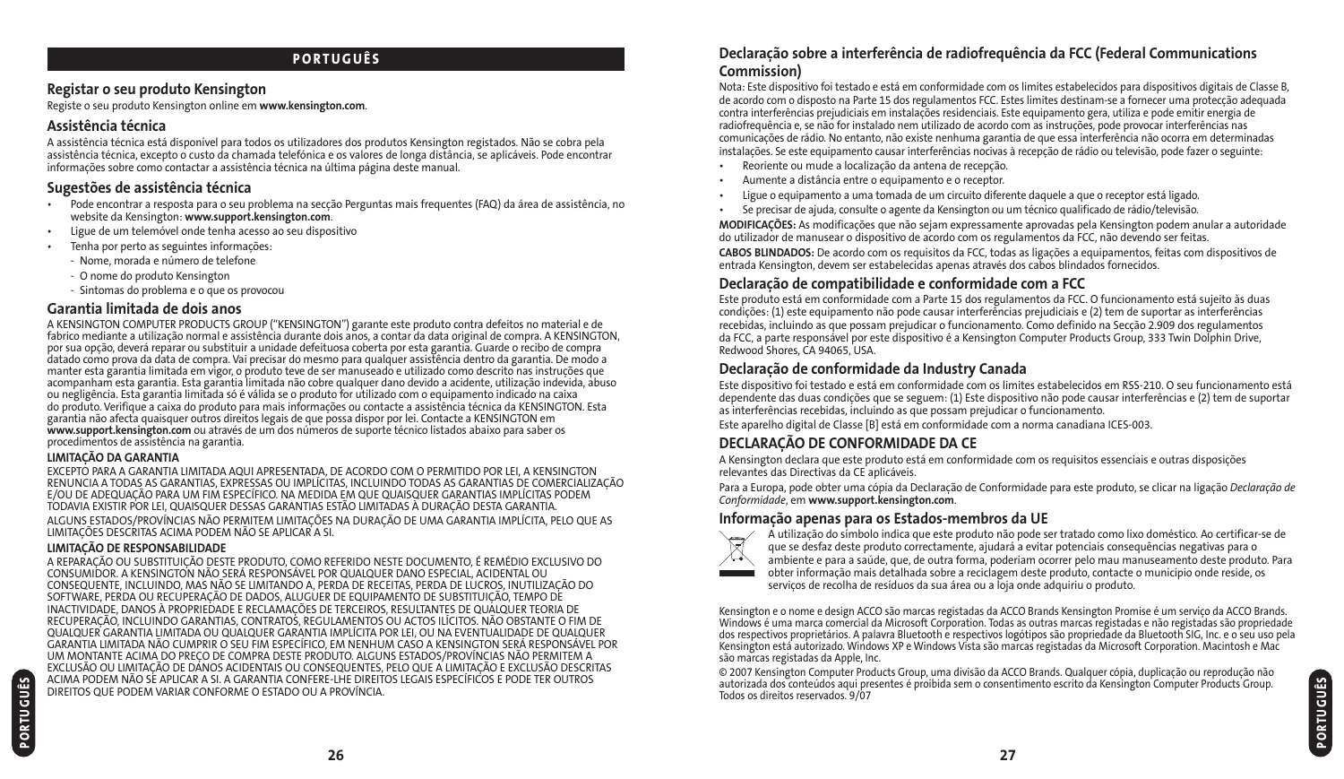## PORTUGUÊS

### Registar o seu produto Kensington

Registe o seu produto Kensington online em **www.kensington.com**.

### Assistência técnica

A assistência técnica está disponível para todos os utilizadores dos produtos Kensington registados. Não se cobra pela assistência técnica, excepto o custo da chamada telefónica e os valores de longa distância, se aplicáveis. Pode encontrar informações sobre como contactar a assistência técnica na última página deste manual.

### Sugestões de assistência técnica

- Pode encontrar a resposta para o seu problema na secção Perguntas mais frequentes (FAQ) da área de assistência, no website da Kensington: **www.support.kensington.com**.
- Ligue de um telemóvel onde tenha acesso ao seu dispositivo
- Tenha por perto as seguintes informações:
  - Nome, morada e número de telefone
  - O nome do produto Kensington
  - Sintomas do problema e o que os provocou

### Garantia limitada de dois anos

A KENSINGTON COMPUTER PRODUCTS GROUP ("KENSINGTON") garante este produto contra defeitos no material e de fabrico mediante a utilização normal e assistência durante dois anos, a contar da data original de compra. A KENSINGTON, por sua opção, deverá reparar ou substituir a unidade defeituosa coberta por esta garantia. Guarde o recibo de compra datado como prova da data de compra. Vai precisar do mesmo para qualquer assistência dentro da garantia. De modo a manter esta garantia limitada em vigor, o produto teve de ser manuseado e utilizado como descrito nas instruções que acompanham esta garantia. Esta garantia limitada não cobre qualquer dano devido a acidente, utilização indevida, abuso ou negligência. Esta garantia limitada só é válida se o produto for utilizado com o equipamento indicado na caixa do produto. Verifique a caixa do produto para mais informações ou contacte a assistência técnica da KENSINGTON. Esta garantia não afecta quaisquer outros direitos legais de que possa dispor por lei. Contacte a KENSINGTON em **www.support.kensington.com** ou através de um dos números de suporte técnico listados abaixo para saber os procedimentos de assistência na garantia.

**LIMITAÇÃO DA GARANTIA**

EXCEPTO PARA A GARANTIA LIMITADA AQUI APRESENTADA, DE ACORDO COM O PERMITIDO POR LEI, A KENSINGTON RENUNCIA A TODAS AS GARANTIAS, EXPRESSAS OU IMPLÍCITAS, INCLUINDO TODAS AS GARANTIAS DE COMERCIALIZAÇÃO E/OU DE ADEQUAÇÃO PARA UM FIM ESPECÍFICO. NA MEDIDA EM QUE QUAISQUER GARANTIAS IMPLÍCITAS PODEM TODAVIA EXISTIR POR LEI, QUAISQUER DESSAS GARANTIAS ESTÃO LIMITADAS À DURAÇÃO DESTA GARANTIA.

ALGUNS ESTADOS/PROVÍNCIAS NÃO PERMITEM LIMITAÇÕES NA DURAÇÃO DE UMA GARANTIA IMPLÍCITA, PELO QUE AS LIMITAÇÕES DESCRITAS ACIMA PODEM NÃO SE APLICAR A SI.

**LIMITAÇÃO DE RESPONSABILIDADE**

A REPARAÇÃO OU SUBSTITUIÇÃO DESTE PRODUTO, COMO REFERIDO NESTE DOCUMENTO, É REMÉDIO EXCLUSIVO DO CONSUMIDOR. A KENSINGTON NÃO SERÁ RESPONSÁVEL POR QUALQUER DANO ESPECIAL, ACIDENTAL OU CONSEQUENTE, INCLUINDO, MAS NÃO SE LIMITANDO A, PERDA DE RECEITAS, PERDA DE LUCROS, INUTILIZAÇÃO DO SOFTWARE, PERDA OU RECUPERAÇÃO DE DADOS, ALUGUER DE EQUIPAMENTO DE SUBSTITUIÇÃO, TEMPO DE INACTIVIDADE, DANOS À PROPRIEDADE E RECLAMAÇÕES DE TERCEIROS, RESULTANTES DE QUALQUER TEORIA DE RECUPERAÇÃO, INCLUINDO GARANTIAS, CONTRATOS, REGULAMENTOS OU ACTOS ILÍCITOS. NÃO OBSTANTE O FIM DE QUALQUER GARANTIA LIMITADA OU QUALQUER GARANTIA IMPLÍCITA POR LEI, OU NA EVENTUALIDADE DE QUALQUER GARANTIA LIMITADA NÃO CUMPRIR O SEU FIM ESPECÍFICO, EM NENHUM CASO A KENSINGTON SERÁ RESPONSÁVEL POR UM MONTANTE ACIMA DO PREÇO DE COMPRA DESTE PRODUTO. ALGUNS ESTADOS/PROVÍNCIAS NÃO PERMITEM A EXCLUSÃO OU LIMITAÇÃO DE DANOS ACIDENTAIS OU CONSEQUENTES, PELO QUE A LIMITAÇÃO E EXCLUSÃO DESCRITAS ACIMA PODEM NÃO SE APLICAR A SI. A GARANTIA CONFERE-LHE DIREITOS LEGAIS ESPECÍFICOS E PODE TER OUTROS DIREITOS QUE PODEM VARIAR CONFORME O ESTADO OU A PROVÍNCIA.

### Declaração sobre a interferência de radiofrequência da FCC (Federal Communications Commission)

Nota: Este dispositivo foi testado e está em conformidade com os limites estabelecidos para dispositivos digitais de Classe B, de acordo com o disposto na Parte 15 dos regulamentos FCC. Estes limites destinam-se a fornecer uma protecção adequada contra interferências prejudiciais em instalações residenciais. Este equipamento gera, utiliza e pode emitir energia de radiofrequência e, se não for instalado nem utilizado de acordo com as instruções, pode provocar interferências nas comunicações de rádio. No entanto, não existe nenhuma garantia de que essa interferência não ocorra em determinadas instalações. Se este equipamento causar interferências nocivas à recepção de rádio ou televisão, pode fazer o seguinte:

- Reoriente ou mude a localização da antena de recepção.
- Aumente a distância entre o equipamento e o receptor.
- Ligue o equipamento a uma tomada de um circuito diferente daquele a que o receptor está ligado.
- Se precisar de ajuda, consulte o agente da Kensington ou um técnico qualificado de rádio/televisão.

**MODIFICAÇÕES:** As modificações que não sejam expressamente aprovadas pela Kensington podem anular a autoridade do utilizador de manusear o dispositivo de acordo com os regulamentos da FCC, não devendo ser feitas.

**CABOS BLINDADOS:** De acordo com os requisitos da FCC, todas as ligações a equipamentos, feitas com dispositivos de entrada Kensington, devem ser estabelecidas apenas através dos cabos blindados fornecidos.

### Declaração de compatibilidade e conformidade com a FCC

Este produto está em conformidade com a Parte 15 dos regulamentos da FCC. O funcionamento está sujeito às duas condições: (1) este equipamento não pode causar interferências prejudiciais e (2) tem de suportar as interferências recebidas, incluindo as que possam prejudicar o funcionamento. Como definido na Secção 2.909 dos regulamentos da FCC, a parte responsável por este dispositivo é a Kensington Computer Products Group, 333 Twin Dolphin Drive, Redwood Shores, CA 94065, USA.

### Declaração de conformidade da Industry Canada

Este dispositivo foi testado e está em conformidade com os limites estabelecidos em RSS-210. O seu funcionamento está dependente das duas condições que se seguem: (1) Este dispositivo não pode causar interferências e (2) tem de suportar as interferências recebidas, incluindo as que possam prejudicar o funcionamento.

Este aparelho digital de Classe [B] está em conformidade com a norma canadiana ICES-003.

### DECLARAÇÃO DE CONFORMIDADE DA CE

A Kensington declara que este produto está em conformidade com os requisitos essenciais e outras disposições relevantes das Directivas da CE aplicáveis.

Para a Europa, pode obter uma cópia da Declaração de Conformidade para este produto, se clicar na ligação *Declaração de Conformidade*, em **www.support.kensington.com**.

### Informação apenas para os Estados-membros da UE

A utilização do símbolo indica que este produto não pode ser tratado como lixo doméstico. Ao certificar-se de que se desfaz deste produto correctamente, ajudará a evitar potenciais consequências negativas para o ambiente e para a saúde, que, de outra forma, poderiam ocorrer pelo mau manuseamento deste produto. Para obter informação mais detalhada sobre a reciclagem deste produto, contacte o município onde reside, os serviços de recolha de resíduos da sua área ou a loja onde adquiriu o produto.

Kensington e o nome e design ACCO são marcas registadas da ACCO Brands Kensington Promise é um serviço da ACCO Brands. Windows é uma marca comercial da Microsoft Corporation. Todas as outras marcas registadas e não registadas são propriedade dos respectivos proprietários. A palavra Bluetooth e respectivos logótipos são propriedade da Bluetooth SIG, Inc. e o seu uso pela Kensington está autorizado. Windows XP e Windows Vista são marcas registadas da Microsoft Corporation. Macintosh e Mac são marcas registadas da Apple, Inc.

© 2007 Kensington Computer Products Group, uma divisão da ACCO Brands. Qualquer cópia, duplicação ou reprodução não autorizada dos conteúdos aqui presentes é proibida sem o consentimento escrito da Kensington Computer Products Group. Todos os direitos reservados. 9/07